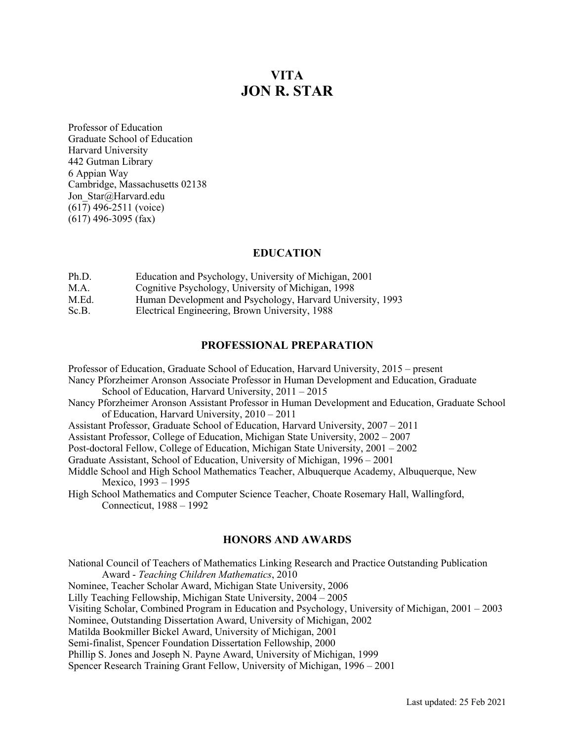# VITA
# JON R. STAR

Professor of Education
Graduate School of Education
Harvard University
442 Gutman Library
6 Appian Way
Cambridge, Massachusetts 02138
Jon_Star@Harvard.edu
(617) 496-2511 (voice)
(617) 496-3095 (fax)

## EDUCATION

| | |
|---|---|
| Ph.D. | Education and Psychology, University of Michigan, 2001 |
| M.A. | Cognitive Psychology, University of Michigan, 1998 |
| M.Ed. | Human Development and Psychology, Harvard University, 1993 |
| Sc.B. | Electrical Engineering, Brown University, 1988 |

## PROFESSIONAL PREPARATION

Professor of Education, Graduate School of Education, Harvard University, 2015 – present

Nancy Pforzheimer Aronson Associate Professor in Human Development and Education, Graduate School of Education, Harvard University, 2011 – 2015

Nancy Pforzheimer Aronson Assistant Professor in Human Development and Education, Graduate School of Education, Harvard University, 2010 – 2011

Assistant Professor, Graduate School of Education, Harvard University, 2007 – 2011

Assistant Professor, College of Education, Michigan State University, 2002 – 2007

Post-doctoral Fellow, College of Education, Michigan State University, 2001 – 2002

Graduate Assistant, School of Education, University of Michigan, 1996 – 2001

Middle School and High School Mathematics Teacher, Albuquerque Academy, Albuquerque, New Mexico, 1993 – 1995

High School Mathematics and Computer Science Teacher, Choate Rosemary Hall, Wallingford, Connecticut, 1988 – 1992

## HONORS AND AWARDS

National Council of Teachers of Mathematics Linking Research and Practice Outstanding Publication Award - *Teaching Children Mathematics*, 2010

Nominee, Teacher Scholar Award, Michigan State University, 2006

Lilly Teaching Fellowship, Michigan State University, 2004 – 2005

Visiting Scholar, Combined Program in Education and Psychology, University of Michigan, 2001 – 2003

Nominee, Outstanding Dissertation Award, University of Michigan, 2002

Matilda Bookmiller Bickel Award, University of Michigan, 2001

Semi-finalist, Spencer Foundation Dissertation Fellowship, 2000

Phillip S. Jones and Joseph N. Payne Award, University of Michigan, 1999

Spencer Research Training Grant Fellow, University of Michigan, 1996 – 2001

Last updated: 25 Feb 2021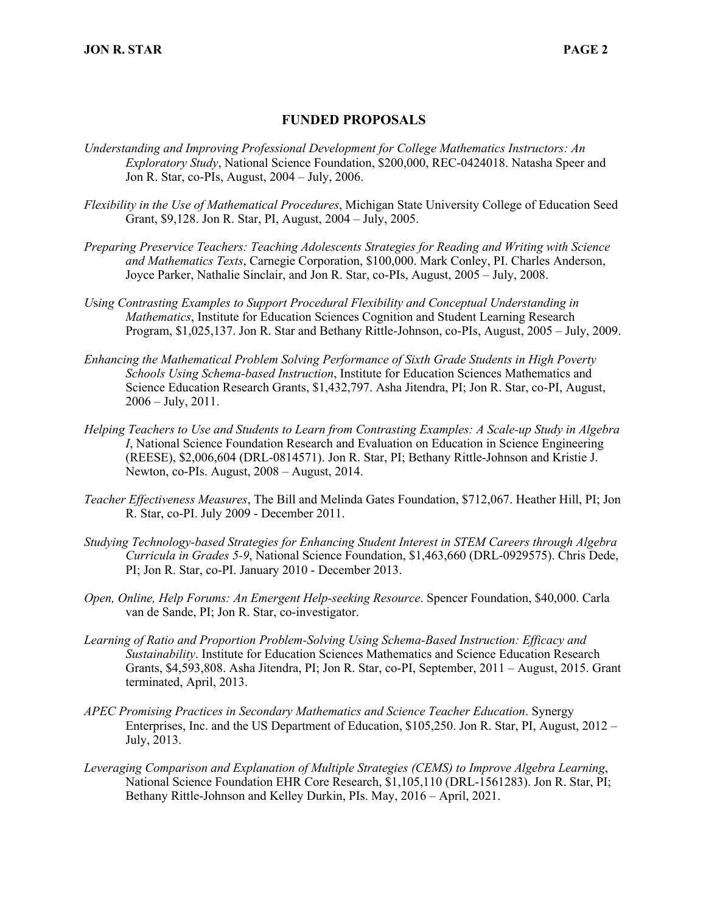## FUNDED PROPOSALS

*Understanding and Improving Professional Development for College Mathematics Instructors: An Exploratory Study*, National Science Foundation, $200,000, REC-0424018. Natasha Speer and Jon R. Star, co-PIs, August, 2004 – July, 2006.

*Flexibility in the Use of Mathematical Procedures*, Michigan State University College of Education Seed Grant, $9,128. Jon R. Star, PI, August, 2004 – July, 2005.

*Preparing Preservice Teachers: Teaching Adolescents Strategies for Reading and Writing with Science and Mathematics Texts*, Carnegie Corporation, $100,000. Mark Conley, PI. Charles Anderson, Joyce Parker, Nathalie Sinclair, and Jon R. Star, co-PIs, August, 2005 – July, 2008.

*Using Contrasting Examples to Support Procedural Flexibility and Conceptual Understanding in Mathematics*, Institute for Education Sciences Cognition and Student Learning Research Program, $1,025,137. Jon R. Star and Bethany Rittle-Johnson, co-PIs, August, 2005 – July, 2009.

*Enhancing the Mathematical Problem Solving Performance of Sixth Grade Students in High Poverty Schools Using Schema-based Instruction*, Institute for Education Sciences Mathematics and Science Education Research Grants, $1,432,797. Asha Jitendra, PI; Jon R. Star, co-PI, August, 2006 – July, 2011.

*Helping Teachers to Use and Students to Learn from Contrasting Examples: A Scale-up Study in Algebra I*, National Science Foundation Research and Evaluation on Education in Science Engineering (REESE), $2,006,604 (DRL-0814571). Jon R. Star, PI; Bethany Rittle-Johnson and Kristie J. Newton, co-PIs. August, 2008 – August, 2014.

*Teacher Effectiveness Measures*, The Bill and Melinda Gates Foundation, $712,067. Heather Hill, PI; Jon R. Star, co-PI. July 2009 - December 2011.

*Studying Technology-based Strategies for Enhancing Student Interest in STEM Careers through Algebra Curricula in Grades 5-9*, National Science Foundation, $1,463,660 (DRL-0929575). Chris Dede, PI; Jon R. Star, co-PI. January 2010 - December 2013.

*Open, Online, Help Forums: An Emergent Help-seeking Resource*. Spencer Foundation, $40,000. Carla van de Sande, PI; Jon R. Star, co-investigator.

*Learning of Ratio and Proportion Problem-Solving Using Schema-Based Instruction: Efficacy and Sustainability*. Institute for Education Sciences Mathematics and Science Education Research Grants, $4,593,808. Asha Jitendra, PI; Jon R. Star, co-PI, September, 2011 – August, 2015. Grant terminated, April, 2013.

*APEC Promising Practices in Secondary Mathematics and Science Teacher Education*. Synergy Enterprises, Inc. and the US Department of Education, $105,250. Jon R. Star, PI, August, 2012 – July, 2013.

*Leveraging Comparison and Explanation of Multiple Strategies (CEMS) to Improve Algebra Learning*, National Science Foundation EHR Core Research, $1,105,110 (DRL-1561283). Jon R. Star, PI; Bethany Rittle-Johnson and Kelley Durkin, PIs. May, 2016 – April, 2021.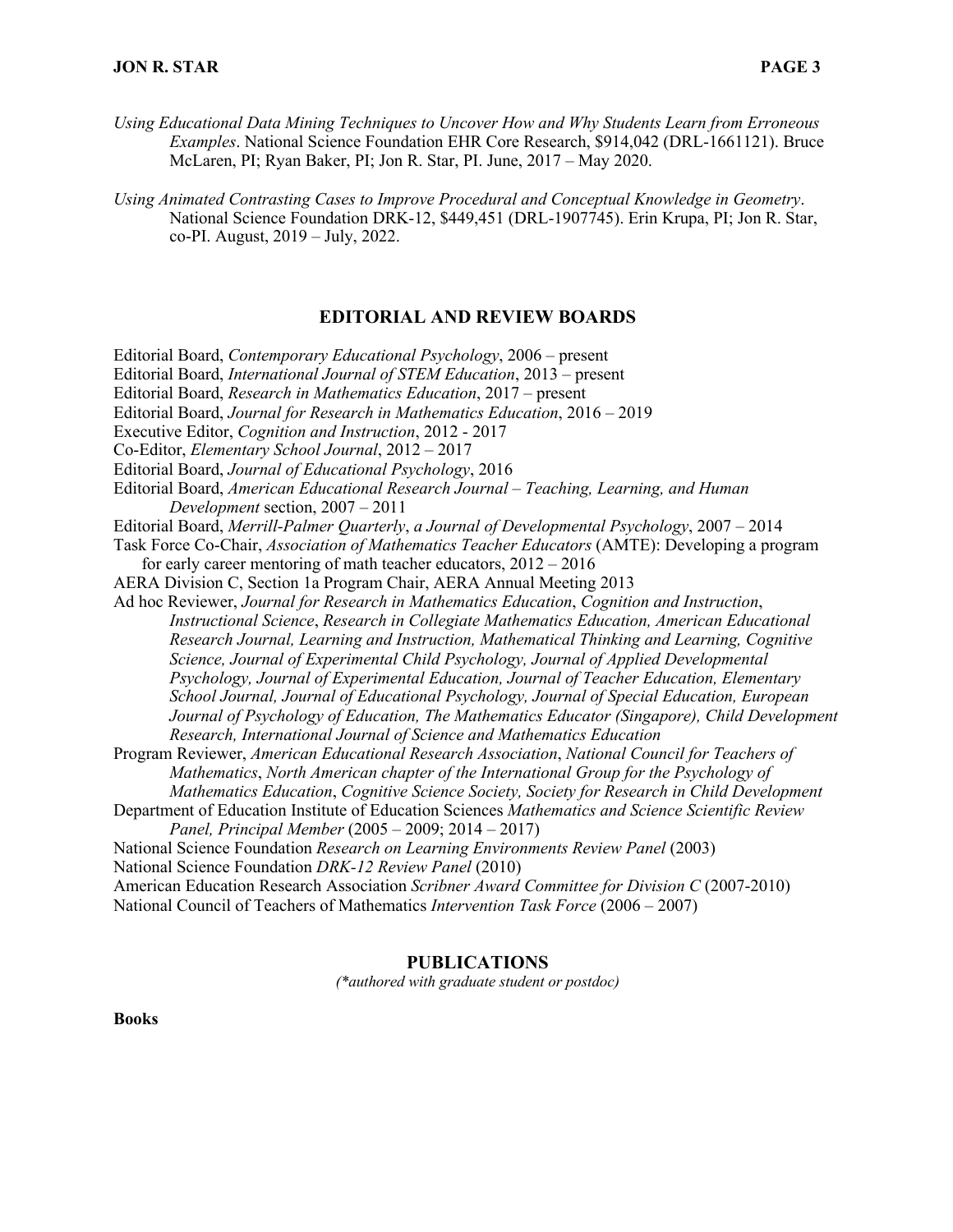*Using Educational Data Mining Techniques to Uncover How and Why Students Learn from Erroneous Examples*. National Science Foundation EHR Core Research, $914,042 (DRL-1661121). Bruce McLaren, PI; Ryan Baker, PI; Jon R. Star, PI. June, 2017 – May 2020.

*Using Animated Contrasting Cases to Improve Procedural and Conceptual Knowledge in Geometry*. National Science Foundation DRK-12, $449,451 (DRL-1907745). Erin Krupa, PI; Jon R. Star, co-PI. August, 2019 – July, 2022.

## EDITORIAL AND REVIEW BOARDS

Editorial Board, *Contemporary Educational Psychology*, 2006 – present
Editorial Board, *International Journal of STEM Education*, 2013 – present
Editorial Board, *Research in Mathematics Education*, 2017 – present
Editorial Board, *Journal for Research in Mathematics Education*, 2016 – 2019
Executive Editor, *Cognition and Instruction*, 2012 - 2017
Co-Editor, *Elementary School Journal*, 2012 – 2017
Editorial Board, *Journal of Educational Psychology*, 2016
Editorial Board, *American Educational Research Journal – Teaching, Learning, and Human Development* section, 2007 – 2011
Editorial Board, *Merrill-Palmer Quarterly*, *a Journal of Developmental Psychology*, 2007 – 2014
Task Force Co-Chair, *Association of Mathematics Teacher Educators* (AMTE): Developing a program for early career mentoring of math teacher educators, 2012 – 2016
AERA Division C, Section 1a Program Chair, AERA Annual Meeting 2013
Ad hoc Reviewer, *Journal for Research in Mathematics Education*, *Cognition and Instruction*, *Instructional Science*, *Research in Collegiate Mathematics Education, American Educational Research Journal, Learning and Instruction, Mathematical Thinking and Learning, Cognitive Science, Journal of Experimental Child Psychology, Journal of Applied Developmental Psychology, Journal of Experimental Education, Journal of Teacher Education, Elementary School Journal, Journal of Educational Psychology, Journal of Special Education, European Journal of Psychology of Education, The Mathematics Educator (Singapore), Child Development Research, International Journal of Science and Mathematics Education*
Program Reviewer, *American Educational Research Association*, *National Council for Teachers of Mathematics*, *North American chapter of the International Group for the Psychology of Mathematics Education*, *Cognitive Science Society, Society for Research in Child Development*
Department of Education Institute of Education Sciences *Mathematics and Science Scientific Review Panel, Principal Member* (2005 – 2009; 2014 – 2017)
National Science Foundation *Research on Learning Environments Review Panel* (2003)
National Science Foundation *DRK-12 Review Panel* (2010)
American Education Research Association *Scribner Award Committee for Division C* (2007-2010)
National Council of Teachers of Mathematics *Intervention Task Force* (2006 – 2007)

## PUBLICATIONS

*(\*authored with graduate student or postdoc)*

**Books**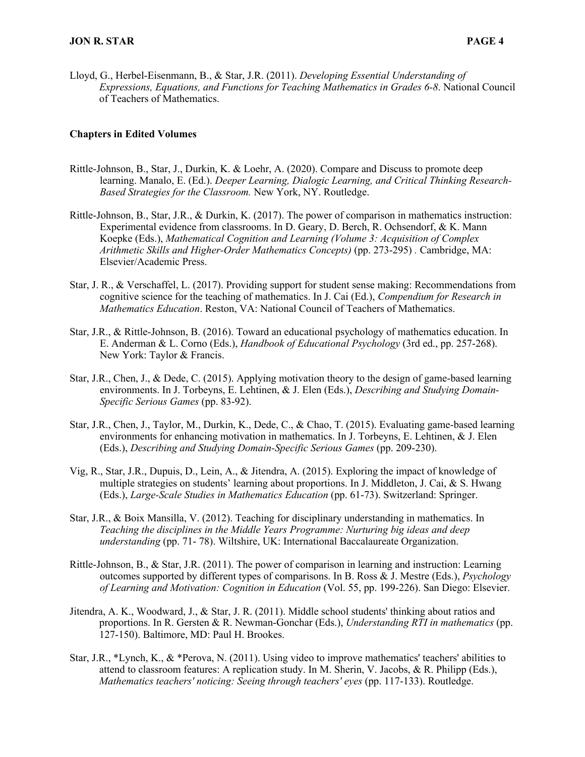Lloyd, G., Herbel-Eisenmann, B., & Star, J.R. (2011). *Developing Essential Understanding of Expressions, Equations, and Functions for Teaching Mathematics in Grades 6-8*. National Council of Teachers of Mathematics.

**Chapters in Edited Volumes**

Rittle-Johnson, B., Star, J., Durkin, K. & Loehr, A. (2020). Compare and Discuss to promote deep learning. Manalo, E. (Ed.). *Deeper Learning, Dialogic Learning, and Critical Thinking Research-Based Strategies for the Classroom.* New York, NY. Routledge.

Rittle-Johnson, B., Star, J.R., & Durkin, K. (2017). The power of comparison in mathematics instruction: Experimental evidence from classrooms. In D. Geary, D. Berch, R. Ochsendorf, & K. Mann Koepke (Eds.), *Mathematical Cognition and Learning (Volume 3: Acquisition of Complex Arithmetic Skills and Higher-Order Mathematics Concepts)* (pp. 273-295) . Cambridge, MA: Elsevier/Academic Press.

Star, J. R., & Verschaffel, L. (2017). Providing support for student sense making: Recommendations from cognitive science for the teaching of mathematics. In J. Cai (Ed.), *Compendium for Research in Mathematics Education*. Reston, VA: National Council of Teachers of Mathematics.

Star, J.R., & Rittle-Johnson, B. (2016). Toward an educational psychology of mathematics education. In E. Anderman & L. Corno (Eds.), *Handbook of Educational Psychology* (3rd ed., pp. 257-268). New York: Taylor & Francis.

Star, J.R., Chen, J., & Dede, C. (2015). Applying motivation theory to the design of game-based learning environments. In J. Torbeyns, E. Lehtinen, & J. Elen (Eds.), *Describing and Studying Domain-Specific Serious Games* (pp. 83-92).

Star, J.R., Chen, J., Taylor, M., Durkin, K., Dede, C., & Chao, T. (2015). Evaluating game-based learning environments for enhancing motivation in mathematics. In J. Torbeyns, E. Lehtinen, & J. Elen (Eds.), *Describing and Studying Domain-Specific Serious Games* (pp. 209-230).

Vig, R., Star, J.R., Dupuis, D., Lein, A., & Jitendra, A. (2015). Exploring the impact of knowledge of multiple strategies on students' learning about proportions. In J. Middleton, J. Cai, & S. Hwang (Eds.), *Large-Scale Studies in Mathematics Education* (pp. 61-73). Switzerland: Springer.

Star, J.R., & Boix Mansilla, V. (2012). Teaching for disciplinary understanding in mathematics. In *Teaching the disciplines in the Middle Years Programme: Nurturing big ideas and deep understanding* (pp. 71- 78). Wiltshire, UK: International Baccalaureate Organization.

Rittle-Johnson, B., & Star, J.R. (2011). The power of comparison in learning and instruction: Learning outcomes supported by different types of comparisons. In B. Ross & J. Mestre (Eds.), *Psychology of Learning and Motivation: Cognition in Education* (Vol. 55, pp. 199-226). San Diego: Elsevier.

Jitendra, A. K., Woodward, J., & Star, J. R. (2011). Middle school students' thinking about ratios and proportions. In R. Gersten & R. Newman-Gonchar (Eds.), *Understanding RTI in mathematics* (pp. 127-150). Baltimore, MD: Paul H. Brookes.

Star, J.R., *Lynch, K., & *Perova, N. (2011). Using video to improve mathematics' teachers' abilities to attend to classroom features: A replication study. In M. Sherin, V. Jacobs, & R. Philipp (Eds.), *Mathematics teachers' noticing: Seeing through teachers' eyes* (pp. 117-133). Routledge.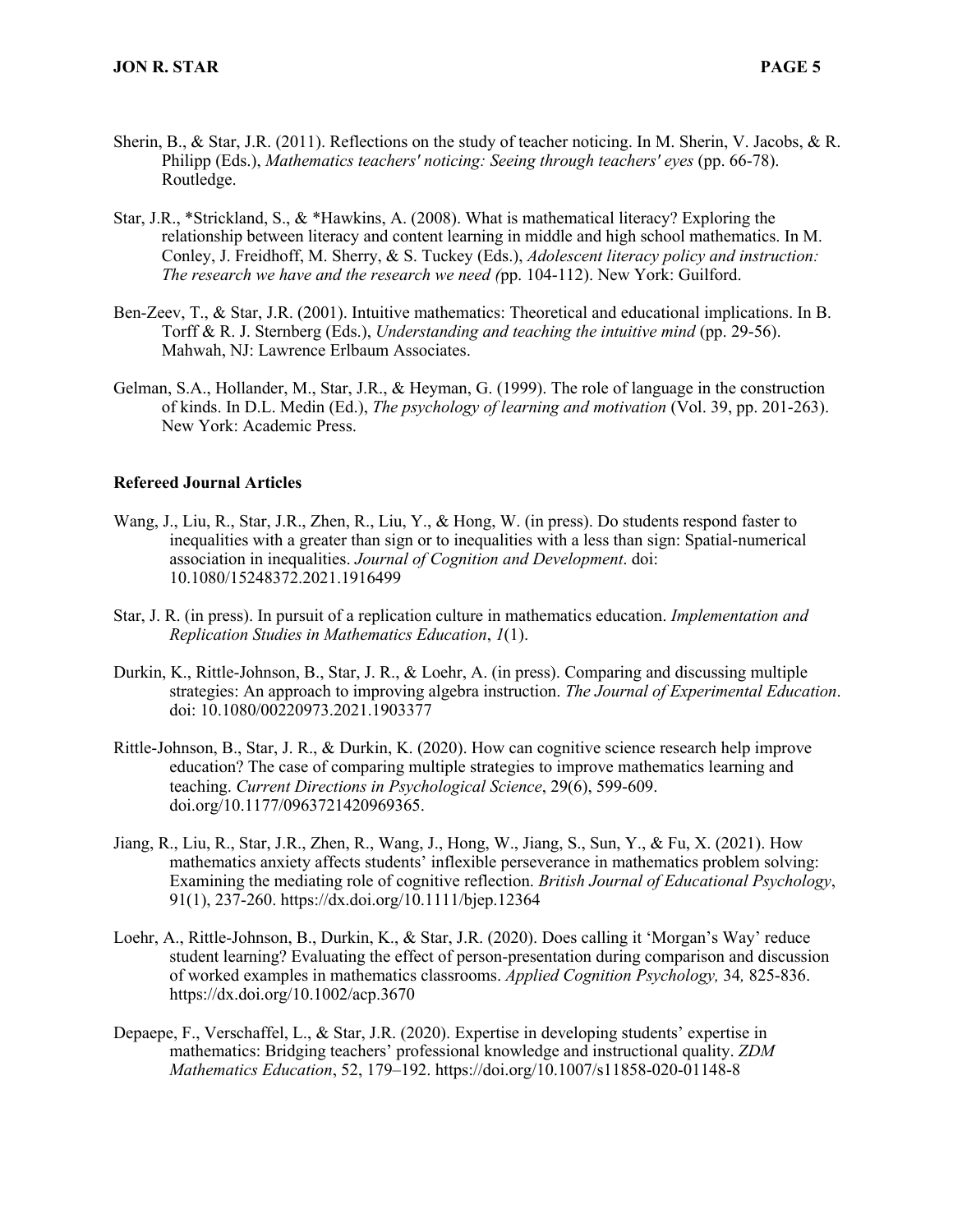Sherin, B., & Star, J.R. (2011). Reflections on the study of teacher noticing. In M. Sherin, V. Jacobs, & R. Philipp (Eds.), *Mathematics teachers' noticing: Seeing through teachers' eyes* (pp. 66-78). Routledge.

Star, J.R., *Strickland, S., & *Hawkins, A. (2008). What is mathematical literacy? Exploring the relationship between literacy and content learning in middle and high school mathematics. In M. Conley, J. Freidhoff, M. Sherry, & S. Tuckey (Eds.), *Adolescent literacy policy and instruction: The research we have and the research we need (*pp. 104-112). New York: Guilford.

Ben-Zeev, T., & Star, J.R. (2001). Intuitive mathematics: Theoretical and educational implications. In B. Torff & R. J. Sternberg (Eds.), *Understanding and teaching the intuitive mind* (pp. 29-56). Mahwah, NJ: Lawrence Erlbaum Associates.

Gelman, S.A., Hollander, M., Star, J.R., & Heyman, G. (1999). The role of language in the construction of kinds. In D.L. Medin (Ed.), *The psychology of learning and motivation* (Vol. 39, pp. 201-263). New York: Academic Press.

**Refereed Journal Articles**

Wang, J., Liu, R., Star, J.R., Zhen, R., Liu, Y., & Hong, W. (in press). Do students respond faster to inequalities with a greater than sign or to inequalities with a less than sign: Spatial-numerical association in inequalities. *Journal of Cognition and Development*. doi: 10.1080/15248372.2021.1916499

Star, J. R. (in press). In pursuit of a replication culture in mathematics education. *Implementation and Replication Studies in Mathematics Education*, *1*(1).

Durkin, K., Rittle-Johnson, B., Star, J. R., & Loehr, A. (in press). Comparing and discussing multiple strategies: An approach to improving algebra instruction. *The Journal of Experimental Education*. doi: 10.1080/00220973.2021.1903377

Rittle-Johnson, B., Star, J. R., & Durkin, K. (2020). How can cognitive science research help improve education? The case of comparing multiple strategies to improve mathematics learning and teaching. *Current Directions in Psychological Science*, 29(6), 599-609. doi.org/10.1177/0963721420969365.

Jiang, R., Liu, R., Star, J.R., Zhen, R., Wang, J., Hong, W., Jiang, S., Sun, Y., & Fu, X. (2021). How mathematics anxiety affects students' inflexible perseverance in mathematics problem solving: Examining the mediating role of cognitive reflection. *British Journal of Educational Psychology*, 91(1), 237-260. https://dx.doi.org/10.1111/bjep.12364

Loehr, A., Rittle-Johnson, B., Durkin, K., & Star, J.R. (2020). Does calling it 'Morgan's Way' reduce student learning? Evaluating the effect of person-presentation during comparison and discussion of worked examples in mathematics classrooms. *Applied Cognition Psychology,* 34*,* 825-836. https://dx.doi.org/10.1002/acp.3670

Depaepe, F., Verschaffel, L., & Star, J.R. (2020). Expertise in developing students' expertise in mathematics: Bridging teachers' professional knowledge and instructional quality. *ZDM Mathematics Education*, 52, 179–192. https://doi.org/10.1007/s11858-020-01148-8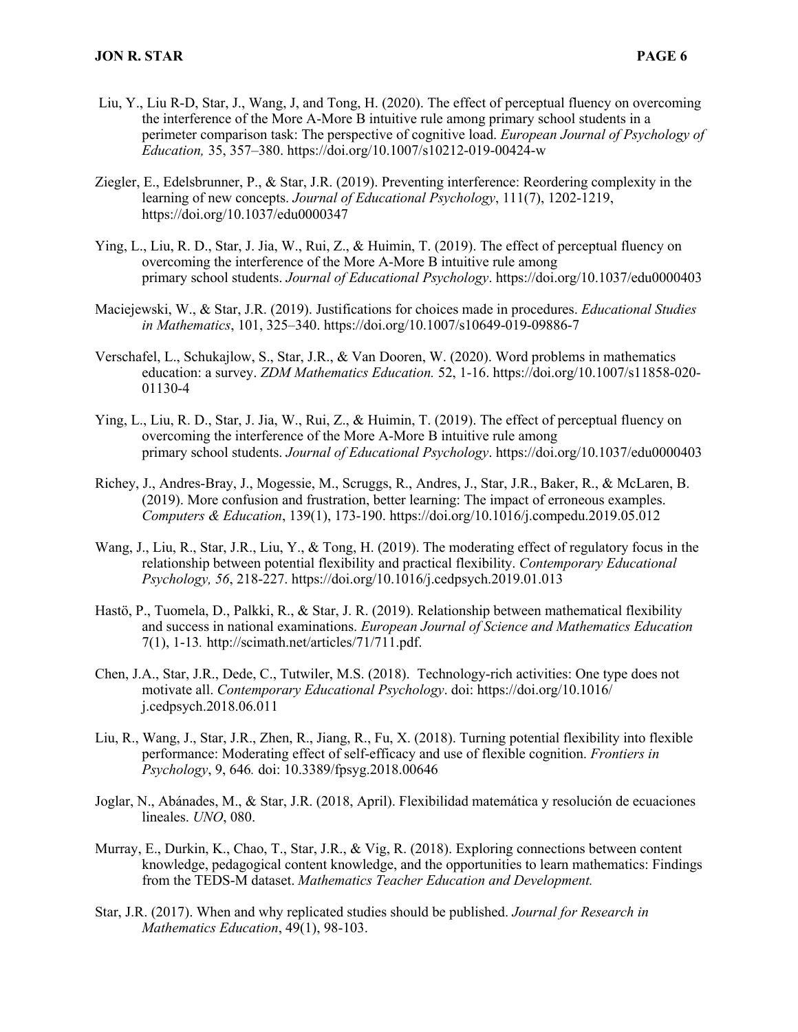Liu, Y., Liu R-D, Star, J., Wang, J, and Tong, H. (2020). The effect of perceptual fluency on overcoming the interference of the More A-More B intuitive rule among primary school students in a perimeter comparison task: The perspective of cognitive load. *European Journal of Psychology of Education,* 35, 357–380. https://doi.org/10.1007/s10212-019-00424-w

Ziegler, E., Edelsbrunner, P., & Star, J.R. (2019). Preventing interference: Reordering complexity in the learning of new concepts. *Journal of Educational Psychology*, 111(7), 1202-1219, https://doi.org/10.1037/edu0000347

Ying, L., Liu, R. D., Star, J. Jia, W., Rui, Z., & Huimin, T. (2019). The effect of perceptual fluency on overcoming the interference of the More A-More B intuitive rule among primary school students. *Journal of Educational Psychology*. https://doi.org/10.1037/edu0000403

Maciejewski, W., & Star, J.R. (2019). Justifications for choices made in procedures. *Educational Studies in Mathematics*, 101, 325–340. https://doi.org/10.1007/s10649-019-09886-7

Verschafel, L., Schukajlow, S., Star, J.R., & Van Dooren, W. (2020). Word problems in mathematics education: a survey. *ZDM Mathematics Education.* 52, 1-16. https://doi.org/10.1007/s11858-020-01130-4

Ying, L., Liu, R. D., Star, J. Jia, W., Rui, Z., & Huimin, T. (2019). The effect of perceptual fluency on overcoming the interference of the More A-More B intuitive rule among primary school students. *Journal of Educational Psychology*. https://doi.org/10.1037/edu0000403

Richey, J., Andres-Bray, J., Mogessie, M., Scruggs, R., Andres, J., Star, J.R., Baker, R., & McLaren, B. (2019). More confusion and frustration, better learning: The impact of erroneous examples. *Computers & Education*, 139(1), 173-190. https://doi.org/10.1016/j.compedu.2019.05.012

Wang, J., Liu, R., Star, J.R., Liu, Y., & Tong, H. (2019). The moderating effect of regulatory focus in the relationship between potential flexibility and practical flexibility. *Contemporary Educational Psychology, 56*, 218-227. https://doi.org/10.1016/j.cedpsych.2019.01.013

Hastö, P., Tuomela, D., Palkki, R., & Star, J. R. (2019). Relationship between mathematical flexibility and success in national examinations. *European Journal of Science and Mathematics Education* 7(1), 1-13*.* http://scimath.net/articles/71/711.pdf.

Chen, J.A., Star, J.R., Dede, C., Tutwiler, M.S. (2018). Technology-rich activities: One type does not motivate all. *Contemporary Educational Psychology*. doi: https://doi.org/10.1016/j.cedpsych.2018.06.011

Liu, R., Wang, J., Star, J.R., Zhen, R., Jiang, R., Fu, X. (2018). Turning potential flexibility into flexible performance: Moderating effect of self-efficacy and use of flexible cognition. *Frontiers in Psychology*, 9, 646*.* doi: 10.3389/fpsyg.2018.00646

Joglar, N., Abánades, M., & Star, J.R. (2018, April). Flexibilidad matemática y resolución de ecuaciones lineales. *UNO*, 080.

Murray, E., Durkin, K., Chao, T., Star, J.R., & Vig, R. (2018). Exploring connections between content knowledge, pedagogical content knowledge, and the opportunities to learn mathematics: Findings from the TEDS-M dataset. *Mathematics Teacher Education and Development.*

Star, J.R. (2017). When and why replicated studies should be published. *Journal for Research in Mathematics Education*, 49(1), 98-103.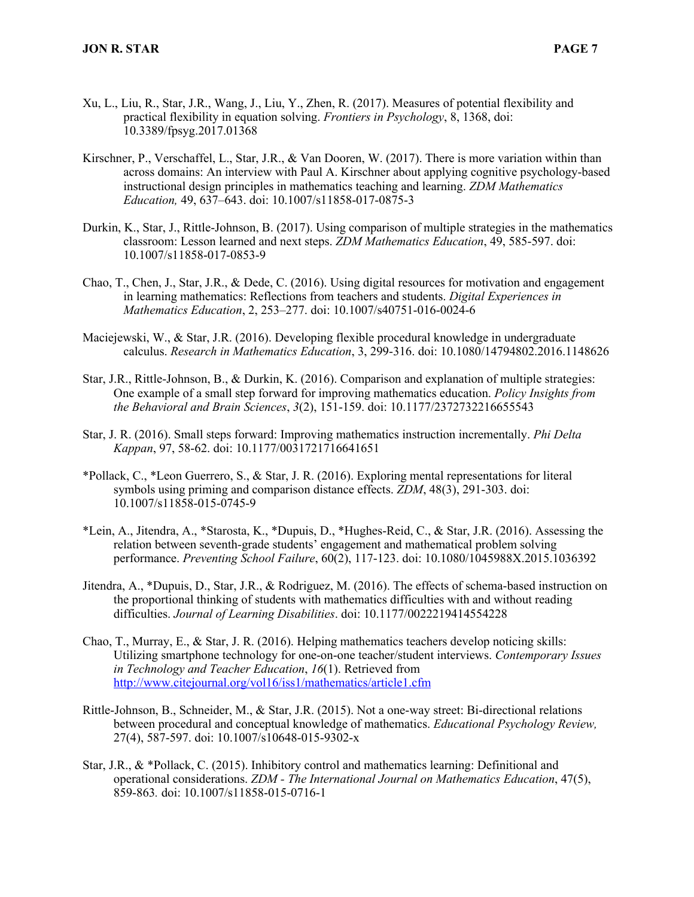Xu, L., Liu, R., Star, J.R., Wang, J., Liu, Y., Zhen, R. (2017). Measures of potential flexibility and practical flexibility in equation solving. *Frontiers in Psychology*, 8, 1368, doi: 10.3389/fpsyg.2017.01368

Kirschner, P., Verschaffel, L., Star, J.R., & Van Dooren, W. (2017). There is more variation within than across domains: An interview with Paul A. Kirschner about applying cognitive psychology-based instructional design principles in mathematics teaching and learning. *ZDM Mathematics Education,* 49, 637–643. doi: 10.1007/s11858-017-0875-3

Durkin, K., Star, J., Rittle-Johnson, B. (2017). Using comparison of multiple strategies in the mathematics classroom: Lesson learned and next steps. *ZDM Mathematics Education*, 49, 585-597. doi: 10.1007/s11858-017-0853-9

Chao, T., Chen, J., Star, J.R., & Dede, C. (2016). Using digital resources for motivation and engagement in learning mathematics: Reflections from teachers and students. *Digital Experiences in Mathematics Education*, 2, 253–277. doi: 10.1007/s40751-016-0024-6

Maciejewski, W., & Star, J.R. (2016). Developing flexible procedural knowledge in undergraduate calculus. *Research in Mathematics Education*, 3, 299-316. doi: 10.1080/14794802.2016.1148626

Star, J.R., Rittle-Johnson, B., & Durkin, K. (2016). Comparison and explanation of multiple strategies: One example of a small step forward for improving mathematics education. *Policy Insights from the Behavioral and Brain Sciences*, *3*(2), 151-159. doi: 10.1177/2372732216655543

Star, J. R. (2016). Small steps forward: Improving mathematics instruction incrementally. *Phi Delta Kappan*, 97, 58-62. doi: 10.1177/0031721716641651

*Pollack, C., *Leon Guerrero, S., & Star, J. R. (2016). Exploring mental representations for literal symbols using priming and comparison distance effects. *ZDM*, 48(3), 291-303. doi: 10.1007/s11858-015-0745-9

*Lein, A., Jitendra, A., *Starosta, K., *Dupuis, D., *Hughes-Reid, C., & Star, J.R. (2016). Assessing the relation between seventh-grade students' engagement and mathematical problem solving performance. *Preventing School Failure*, 60(2), 117-123. doi: 10.1080/1045988X.2015.1036392

Jitendra, A., *Dupuis, D., Star, J.R., & Rodriguez, M. (2016). The effects of schema-based instruction on the proportional thinking of students with mathematics difficulties with and without reading difficulties. *Journal of Learning Disabilities*. doi: 10.1177/0022219414554228

Chao, T., Murray, E., & Star, J. R. (2016). Helping mathematics teachers develop noticing skills: Utilizing smartphone technology for one-on-one teacher/student interviews. *Contemporary Issues in Technology and Teacher Education*, *16*(1). Retrieved from http://www.citejournal.org/vol16/iss1/mathematics/article1.cfm

Rittle-Johnson, B., Schneider, M., & Star, J.R. (2015). Not a one-way street: Bi-directional relations between procedural and conceptual knowledge of mathematics. *Educational Psychology Review,* 27(4), 587-597. doi: 10.1007/s10648-015-9302-x

Star, J.R., & *Pollack, C. (2015). Inhibitory control and mathematics learning: Definitional and operational considerations. *ZDM - The International Journal on Mathematics Education*, 47(5), 859-863. doi: 10.1007/s11858-015-0716-1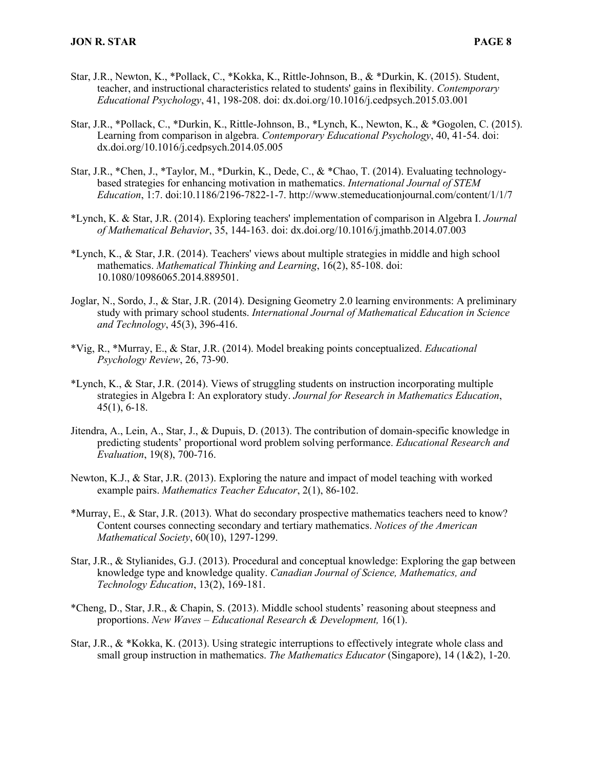Star, J.R., Newton, K., *Pollack, C., *Kokka, K., Rittle-Johnson, B., & *Durkin, K. (2015). Student, teacher, and instructional characteristics related to students' gains in flexibility. *Contemporary Educational Psychology*, 41, 198-208. doi: dx.doi.org/10.1016/j.cedpsych.2015.03.001

Star, J.R., *Pollack, C., *Durkin, K., Rittle-Johnson, B., *Lynch, K., Newton, K., & *Gogolen, C. (2015). Learning from comparison in algebra. *Contemporary Educational Psychology*, 40, 41-54. doi: dx.doi.org/10.1016/j.cedpsych.2014.05.005

Star, J.R., *Chen, J., *Taylor, M., *Durkin, K., Dede, C., & *Chao, T. (2014). Evaluating technology-based strategies for enhancing motivation in mathematics. *International Journal of STEM Education*, 1:7. doi:10.1186/2196-7822-1-7. http://www.stemeducationjournal.com/content/1/1/7

*Lynch, K. & Star, J.R. (2014). Exploring teachers' implementation of comparison in Algebra I. *Journal of Mathematical Behavior*, 35, 144-163. doi: dx.doi.org/10.1016/j.jmathb.2014.07.003

*Lynch, K., & Star, J.R. (2014). Teachers' views about multiple strategies in middle and high school mathematics. *Mathematical Thinking and Learning*, 16(2), 85-108. doi: 10.1080/10986065.2014.889501.

Joglar, N., Sordo, J., & Star, J.R. (2014). Designing Geometry 2.0 learning environments: A preliminary study with primary school students. *International Journal of Mathematical Education in Science and Technology*, 45(3), 396-416.

*Vig, R., *Murray, E., & Star, J.R. (2014). Model breaking points conceptualized. *Educational Psychology Review*, 26, 73-90.

*Lynch, K., & Star, J.R. (2014). Views of struggling students on instruction incorporating multiple strategies in Algebra I: An exploratory study. *Journal for Research in Mathematics Education*, 45(1), 6-18.

Jitendra, A., Lein, A., Star, J., & Dupuis, D. (2013). The contribution of domain-specific knowledge in predicting students' proportional word problem solving performance. *Educational Research and Evaluation*, 19(8), 700-716.

Newton, K.J., & Star, J.R. (2013). Exploring the nature and impact of model teaching with worked example pairs. *Mathematics Teacher Educator*, 2(1), 86-102.

*Murray, E., & Star, J.R. (2013). What do secondary prospective mathematics teachers need to know? Content courses connecting secondary and tertiary mathematics. *Notices of the American Mathematical Society*, 60(10), 1297-1299.

Star, J.R., & Stylianides, G.J. (2013). Procedural and conceptual knowledge: Exploring the gap between knowledge type and knowledge quality. *Canadian Journal of Science, Mathematics, and Technology Education*, 13(2), 169-181.

*Cheng, D., Star, J.R., & Chapin, S. (2013). Middle school students' reasoning about steepness and proportions. *New Waves – Educational Research & Development,* 16(1).

Star, J.R., & *Kokka, K. (2013). Using strategic interruptions to effectively integrate whole class and small group instruction in mathematics. *The Mathematics Educator* (Singapore), 14 (1&2), 1-20.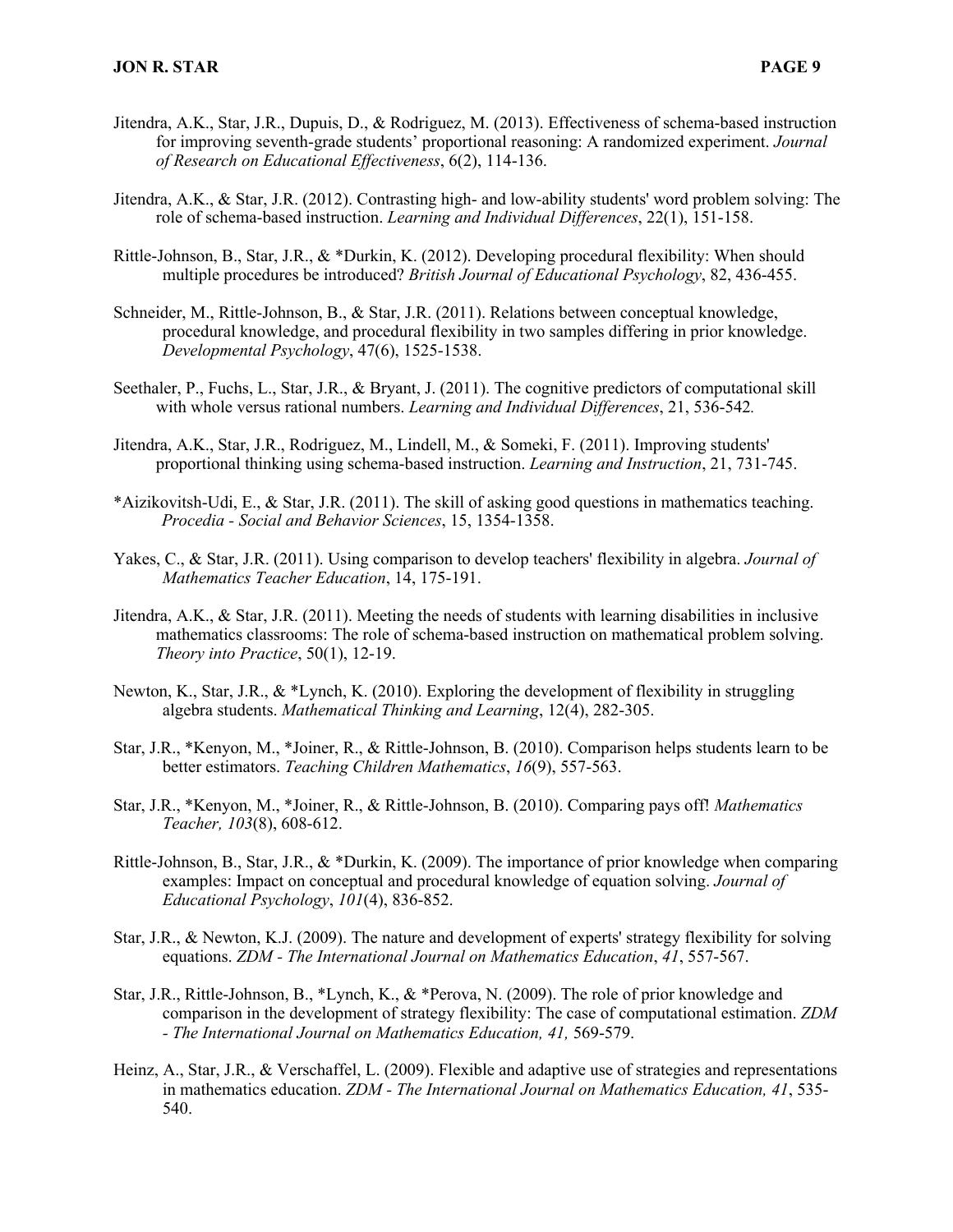Jitendra, A.K., Star, J.R., Dupuis, D., & Rodriguez, M. (2013). Effectiveness of schema-based instruction for improving seventh-grade students' proportional reasoning: A randomized experiment. *Journal of Research on Educational Effectiveness*, 6(2), 114-136.

Jitendra, A.K., & Star, J.R. (2012). Contrasting high- and low-ability students' word problem solving: The role of schema-based instruction. *Learning and Individual Differences*, 22(1), 151-158.

Rittle-Johnson, B., Star, J.R., & *Durkin, K. (2012). Developing procedural flexibility: When should multiple procedures be introduced? *British Journal of Educational Psychology*, 82, 436-455.

Schneider, M., Rittle-Johnson, B., & Star, J.R. (2011). Relations between conceptual knowledge, procedural knowledge, and procedural flexibility in two samples differing in prior knowledge. *Developmental Psychology*, 47(6), 1525-1538.

Seethaler, P., Fuchs, L., Star, J.R., & Bryant, J. (2011). The cognitive predictors of computational skill with whole versus rational numbers. *Learning and Individual Differences*, 21, 536-542.

Jitendra, A.K., Star, J.R., Rodriguez, M., Lindell, M., & Someki, F. (2011). Improving students' proportional thinking using schema-based instruction. *Learning and Instruction*, 21, 731-745.

*Aizikovitsh-Udi, E., & Star, J.R. (2011). The skill of asking good questions in mathematics teaching. *Procedia - Social and Behavior Sciences*, 15, 1354-1358.

Yakes, C., & Star, J.R. (2011). Using comparison to develop teachers' flexibility in algebra. *Journal of Mathematics Teacher Education*, 14, 175-191.

Jitendra, A.K., & Star, J.R. (2011). Meeting the needs of students with learning disabilities in inclusive mathematics classrooms: The role of schema-based instruction on mathematical problem solving. *Theory into Practice*, 50(1), 12-19.

Newton, K., Star, J.R., & *Lynch, K. (2010). Exploring the development of flexibility in struggling algebra students. *Mathematical Thinking and Learning*, 12(4), 282-305.

Star, J.R., *Kenyon, M., *Joiner, R., & Rittle-Johnson, B. (2010). Comparison helps students learn to be better estimators. *Teaching Children Mathematics*, *16*(9), 557-563.

Star, J.R., *Kenyon, M., *Joiner, R., & Rittle-Johnson, B. (2010). Comparing pays off! *Mathematics Teacher, 103*(8), 608-612.

Rittle-Johnson, B., Star, J.R., & *Durkin, K. (2009). The importance of prior knowledge when comparing examples: Impact on conceptual and procedural knowledge of equation solving. *Journal of Educational Psychology*, *101*(4), 836-852.

Star, J.R., & Newton, K.J. (2009). The nature and development of experts' strategy flexibility for solving equations. *ZDM - The International Journal on Mathematics Education*, *41*, 557-567.

Star, J.R., Rittle-Johnson, B., *Lynch, K., & *Perova, N. (2009). The role of prior knowledge and comparison in the development of strategy flexibility: The case of computational estimation. *ZDM - The International Journal on Mathematics Education, 41,* 569-579.

Heinz, A., Star, J.R., & Verschaffel, L. (2009). Flexible and adaptive use of strategies and representations in mathematics education. *ZDM - The International Journal on Mathematics Education, 41*, 535-540.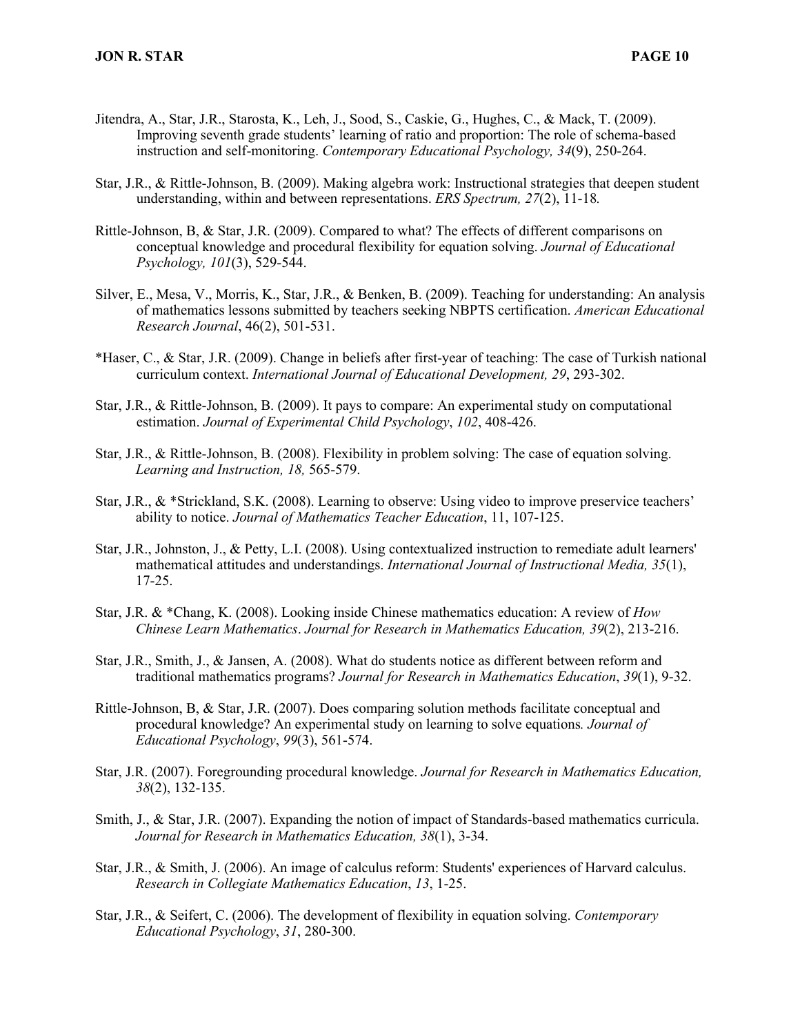Jitendra, A., Star, J.R., Starosta, K., Leh, J., Sood, S., Caskie, G., Hughes, C., & Mack, T. (2009). Improving seventh grade students' learning of ratio and proportion: The role of schema-based instruction and self-monitoring. *Contemporary Educational Psychology, 34*(9), 250-264.

Star, J.R., & Rittle-Johnson, B. (2009). Making algebra work: Instructional strategies that deepen student understanding, within and between representations. *ERS Spectrum, 27*(2), 11-18*.*

Rittle-Johnson, B, & Star, J.R. (2009). Compared to what? The effects of different comparisons on conceptual knowledge and procedural flexibility for equation solving. *Journal of Educational Psychology, 101*(3), 529-544.

Silver, E., Mesa, V., Morris, K., Star, J.R., & Benken, B. (2009). Teaching for understanding: An analysis of mathematics lessons submitted by teachers seeking NBPTS certification. *American Educational Research Journal*, 46(2), 501-531.

*Haser, C., & Star, J.R. (2009). Change in beliefs after first-year of teaching: The case of Turkish national curriculum context. *International Journal of Educational Development, 29*, 293-302.

Star, J.R., & Rittle-Johnson, B. (2009). It pays to compare: An experimental study on computational estimation. *Journal of Experimental Child Psychology*, *102*, 408-426.

Star, J.R., & Rittle-Johnson, B. (2008). Flexibility in problem solving: The case of equation solving. *Learning and Instruction, 18,* 565-579.

Star, J.R., & *Strickland, S.K. (2008). Learning to observe: Using video to improve preservice teachers' ability to notice. *Journal of Mathematics Teacher Education*, 11, 107-125.

Star, J.R., Johnston, J., & Petty, L.I. (2008). Using contextualized instruction to remediate adult learners' mathematical attitudes and understandings. *International Journal of Instructional Media, 35*(1), 17-25.

Star, J.R. & *Chang, K. (2008). Looking inside Chinese mathematics education: A review of *How Chinese Learn Mathematics*. *Journal for Research in Mathematics Education, 39*(2), 213-216.

Star, J.R., Smith, J., & Jansen, A. (2008). What do students notice as different between reform and traditional mathematics programs? *Journal for Research in Mathematics Education*, *39*(1), 9-32.

Rittle-Johnson, B, & Star, J.R. (2007). Does comparing solution methods facilitate conceptual and procedural knowledge? An experimental study on learning to solve equations*. Journal of Educational Psychology*, *99*(3), 561-574.

Star, J.R. (2007). Foregrounding procedural knowledge. *Journal for Research in Mathematics Education, 38*(2), 132-135.

Smith, J., & Star, J.R. (2007). Expanding the notion of impact of Standards-based mathematics curricula. *Journal for Research in Mathematics Education, 38*(1), 3-34.

Star, J.R., & Smith, J. (2006). An image of calculus reform: Students' experiences of Harvard calculus. *Research in Collegiate Mathematics Education*, *13*, 1-25.

Star, J.R., & Seifert, C. (2006). The development of flexibility in equation solving. *Contemporary Educational Psychology*, *31*, 280-300.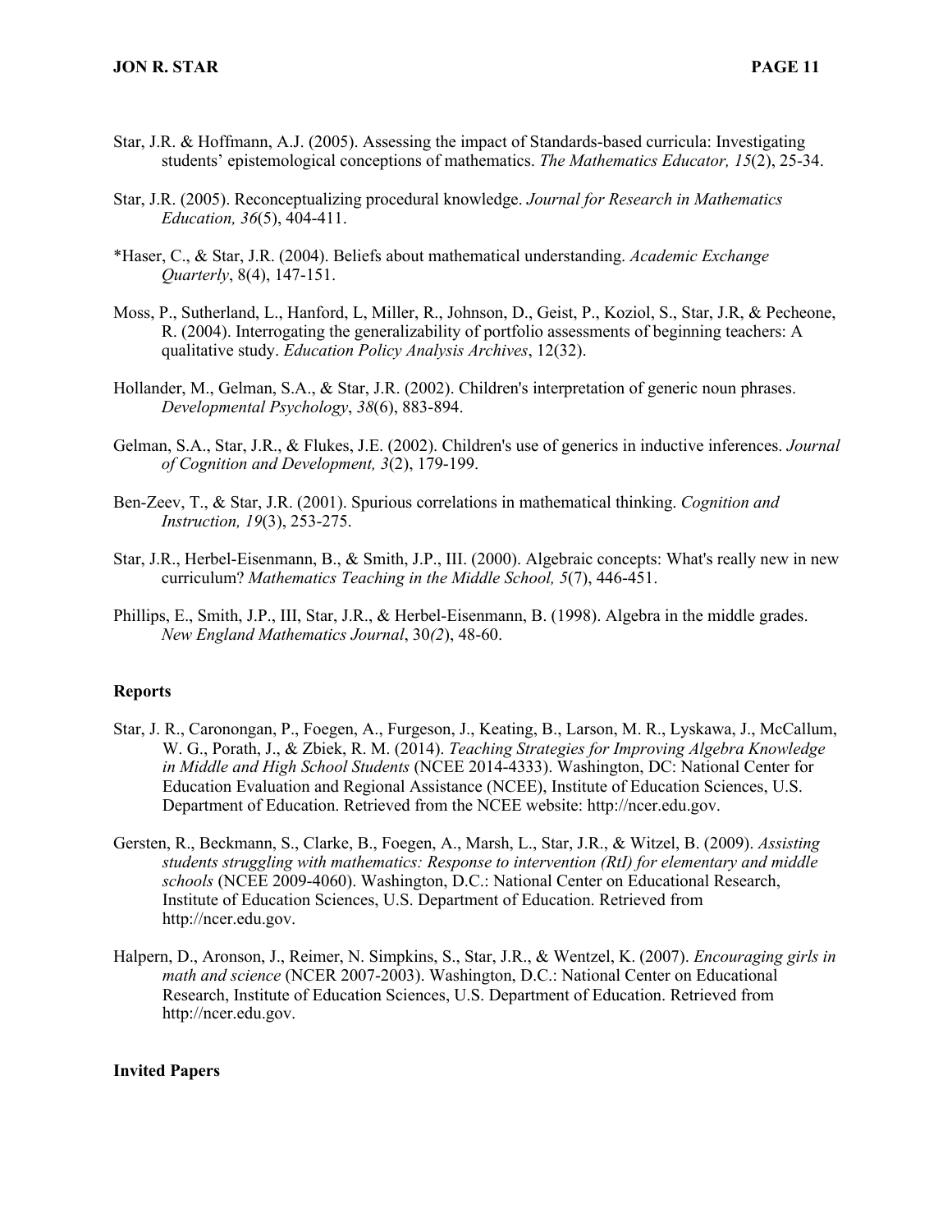Star, J.R. & Hoffmann, A.J. (2005). Assessing the impact of Standards-based curricula: Investigating students' epistemological conceptions of mathematics. *The Mathematics Educator, 15*(2), 25-34.

Star, J.R. (2005). Reconceptualizing procedural knowledge. *Journal for Research in Mathematics Education, 36*(5), 404-411.

*Haser, C., & Star, J.R. (2004). Beliefs about mathematical understanding. *Academic Exchange Quarterly*, 8(4), 147-151.

Moss, P., Sutherland, L., Hanford, L, Miller, R., Johnson, D., Geist, P., Koziol, S., Star, J.R, & Pecheone, R. (2004). Interrogating the generalizability of portfolio assessments of beginning teachers: A qualitative study. *Education Policy Analysis Archives*, 12(32).

Hollander, M., Gelman, S.A., & Star, J.R. (2002). Children's interpretation of generic noun phrases. *Developmental Psychology*, *38*(6), 883-894.

Gelman, S.A., Star, J.R., & Flukes, J.E. (2002). Children's use of generics in inductive inferences. *Journal of Cognition and Development, 3*(2), 179-199.

Ben-Zeev, T., & Star, J.R. (2001). Spurious correlations in mathematical thinking. *Cognition and Instruction, 19*(3), 253-275.

Star, J.R., Herbel-Eisenmann, B., & Smith, J.P., III. (2000). Algebraic concepts: What's really new in new curriculum? *Mathematics Teaching in the Middle School, 5*(7), 446-451.

Phillips, E., Smith, J.P., III, Star, J.R., & Herbel-Eisenmann, B. (1998). Algebra in the middle grades. *New England Mathematics Journal*, 30*(2*), 48-60.

**Reports**

Star, J. R., Caronongan, P., Foegen, A., Furgeson, J., Keating, B., Larson, M. R., Lyskawa, J., McCallum, W. G., Porath, J., & Zbiek, R. M. (2014). *Teaching Strategies for Improving Algebra Knowledge in Middle and High School Students* (NCEE 2014-4333). Washington, DC: National Center for Education Evaluation and Regional Assistance (NCEE), Institute of Education Sciences, U.S. Department of Education. Retrieved from the NCEE website: http://ncer.edu.gov.

Gersten, R., Beckmann, S., Clarke, B., Foegen, A., Marsh, L., Star, J.R., & Witzel, B. (2009). *Assisting students struggling with mathematics: Response to intervention (RtI) for elementary and middle schools* (NCEE 2009-4060). Washington, D.C.: National Center on Educational Research, Institute of Education Sciences, U.S. Department of Education. Retrieved from http://ncer.edu.gov.

Halpern, D., Aronson, J., Reimer, N. Simpkins, S., Star, J.R., & Wentzel, K. (2007). *Encouraging girls in math and science* (NCER 2007-2003). Washington, D.C.: National Center on Educational Research, Institute of Education Sciences, U.S. Department of Education. Retrieved from http://ncer.edu.gov.

**Invited Papers**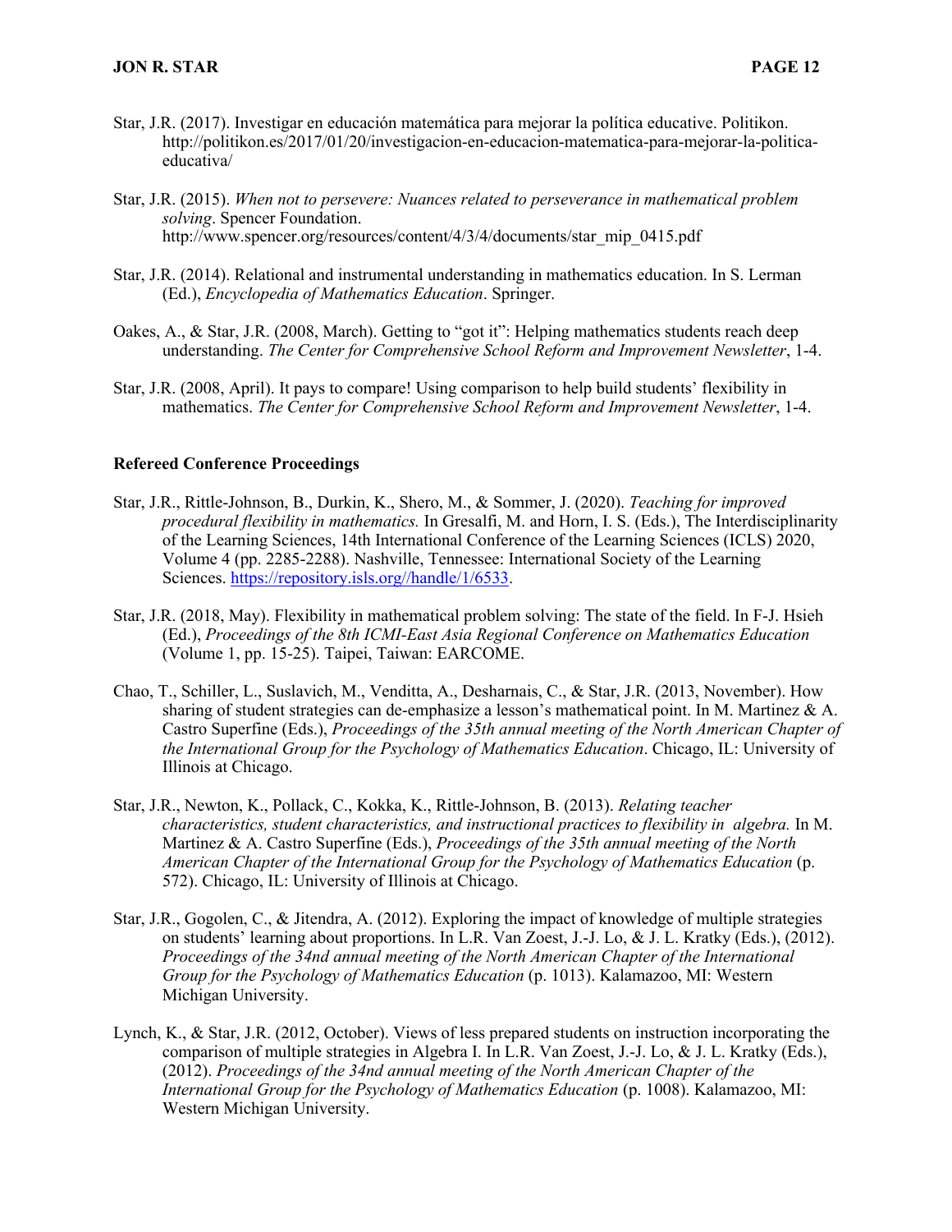Star, J.R. (2017). Investigar en educación matemática para mejorar la política educative. Politikon. http://politikon.es/2017/01/20/investigacion-en-educacion-matematica-para-mejorar-la-politica-educativa/

Star, J.R. (2015). *When not to persevere: Nuances related to perseverance in mathematical problem solving*. Spencer Foundation. http://www.spencer.org/resources/content/4/3/4/documents/star_mip_0415.pdf

Star, J.R. (2014). Relational and instrumental understanding in mathematics education. In S. Lerman (Ed.), *Encyclopedia of Mathematics Education*. Springer.

Oakes, A., & Star, J.R. (2008, March). Getting to "got it": Helping mathematics students reach deep understanding. *The Center for Comprehensive School Reform and Improvement Newsletter*, 1-4.

Star, J.R. (2008, April). It pays to compare! Using comparison to help build students' flexibility in mathematics. *The Center for Comprehensive School Reform and Improvement Newsletter*, 1-4.

**Refereed Conference Proceedings**

Star, J.R., Rittle-Johnson, B., Durkin, K., Shero, M., & Sommer, J. (2020). *Teaching for improved procedural flexibility in mathematics.* In Gresalfi, M. and Horn, I. S. (Eds.), The Interdisciplinarity of the Learning Sciences, 14th International Conference of the Learning Sciences (ICLS) 2020, Volume 4 (pp. 2285-2288). Nashville, Tennessee: International Society of the Learning Sciences. https://repository.isls.org//handle/1/6533.

Star, J.R. (2018, May). Flexibility in mathematical problem solving: The state of the field. In F-J. Hsieh (Ed.), *Proceedings of the 8th ICMI-East Asia Regional Conference on Mathematics Education* (Volume 1, pp. 15-25). Taipei, Taiwan: EARCOME.

Chao, T., Schiller, L., Suslavich, M., Venditta, A., Desharnais, C., & Star, J.R. (2013, November). How sharing of student strategies can de-emphasize a lesson's mathematical point. In M. Martinez & A. Castro Superfine (Eds.), *Proceedings of the 35th annual meeting of the North American Chapter of the International Group for the Psychology of Mathematics Education*. Chicago, IL: University of Illinois at Chicago.

Star, J.R., Newton, K., Pollack, C., Kokka, K., Rittle-Johnson, B. (2013). *Relating teacher characteristics, student characteristics, and instructional practices to flexibility in algebra.* In M. Martinez & A. Castro Superfine (Eds.), *Proceedings of the 35th annual meeting of the North American Chapter of the International Group for the Psychology of Mathematics Education* (p. 572). Chicago, IL: University of Illinois at Chicago.

Star, J.R., Gogolen, C., & Jitendra, A. (2012). Exploring the impact of knowledge of multiple strategies on students' learning about proportions. In L.R. Van Zoest, J.-J. Lo, & J. L. Kratky (Eds.), (2012). *Proceedings of the 34nd annual meeting of the North American Chapter of the International Group for the Psychology of Mathematics Education* (p. 1013). Kalamazoo, MI: Western Michigan University.

Lynch, K., & Star, J.R. (2012, October). Views of less prepared students on instruction incorporating the comparison of multiple strategies in Algebra I. In L.R. Van Zoest, J.-J. Lo, & J. L. Kratky (Eds.), (2012). *Proceedings of the 34nd annual meeting of the North American Chapter of the International Group for the Psychology of Mathematics Education* (p. 1008). Kalamazoo, MI: Western Michigan University.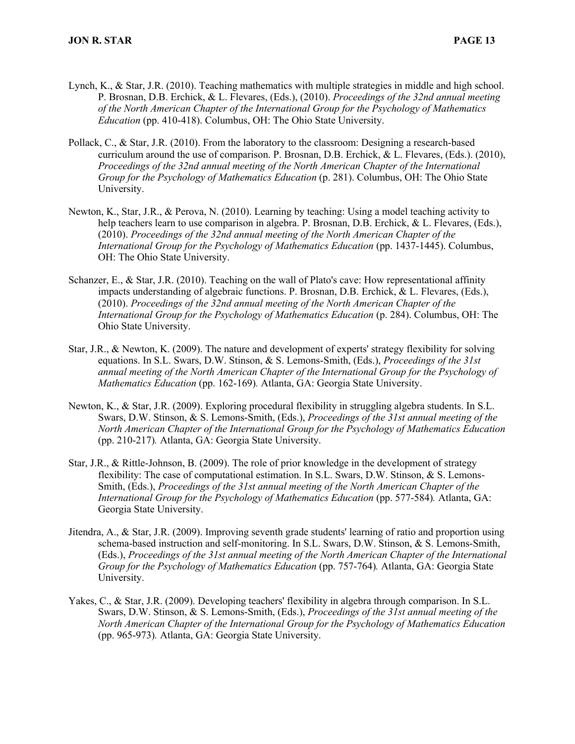Lynch, K., & Star, J.R. (2010). Teaching mathematics with multiple strategies in middle and high school. P. Brosnan, D.B. Erchick, & L. Flevares, (Eds.), (2010). *Proceedings of the 32nd annual meeting of the North American Chapter of the International Group for the Psychology of Mathematics Education* (pp. 410-418). Columbus, OH: The Ohio State University.

Pollack, C., & Star, J.R. (2010). From the laboratory to the classroom: Designing a research-based curriculum around the use of comparison. P. Brosnan, D.B. Erchick, & L. Flevares, (Eds.). (2010), *Proceedings of the 32nd annual meeting of the North American Chapter of the International Group for the Psychology of Mathematics Education* (p. 281). Columbus, OH: The Ohio State University.

Newton, K., Star, J.R., & Perova, N. (2010). Learning by teaching: Using a model teaching activity to help teachers learn to use comparison in algebra. P. Brosnan, D.B. Erchick, & L. Flevares, (Eds.), (2010). *Proceedings of the 32nd annual meeting of the North American Chapter of the International Group for the Psychology of Mathematics Education* (pp. 1437-1445). Columbus, OH: The Ohio State University.

Schanzer, E., & Star, J.R. (2010). Teaching on the wall of Plato's cave: How representational affinity impacts understanding of algebraic functions. P. Brosnan, D.B. Erchick, & L. Flevares, (Eds.), (2010). *Proceedings of the 32nd annual meeting of the North American Chapter of the International Group for the Psychology of Mathematics Education* (p. 284). Columbus, OH: The Ohio State University.

Star, J.R., & Newton, K. (2009). The nature and development of experts' strategy flexibility for solving equations. In S.L. Swars, D.W. Stinson, & S. Lemons-Smith, (Eds.), *Proceedings of the 31st annual meeting of the North American Chapter of the International Group for the Psychology of Mathematics Education* (pp. 162-169)*.* Atlanta, GA: Georgia State University.

Newton, K., & Star, J.R. (2009). Exploring procedural flexibility in struggling algebra students. In S.L. Swars, D.W. Stinson, & S. Lemons-Smith, (Eds.), *Proceedings of the 31st annual meeting of the North American Chapter of the International Group for the Psychology of Mathematics Education* (pp. 210-217)*.* Atlanta, GA: Georgia State University.

Star, J.R., & Rittle-Johnson, B. (2009). The role of prior knowledge in the development of strategy flexibility: The case of computational estimation. In S.L. Swars, D.W. Stinson, & S. Lemons-Smith, (Eds.), *Proceedings of the 31st annual meeting of the North American Chapter of the International Group for the Psychology of Mathematics Education* (pp. 577-584)*.* Atlanta, GA: Georgia State University.

Jitendra, A., & Star, J.R. (2009). Improving seventh grade students' learning of ratio and proportion using schema-based instruction and self-monitoring. In S.L. Swars, D.W. Stinson, & S. Lemons-Smith, (Eds.), *Proceedings of the 31st annual meeting of the North American Chapter of the International Group for the Psychology of Mathematics Education* (pp. 757-764)*.* Atlanta, GA: Georgia State University.

Yakes, C., & Star, J.R. (2009). Developing teachers' flexibility in algebra through comparison. In S.L. Swars, D.W. Stinson, & S. Lemons-Smith, (Eds.), *Proceedings of the 31st annual meeting of the North American Chapter of the International Group for the Psychology of Mathematics Education* (pp. 965-973)*.* Atlanta, GA: Georgia State University.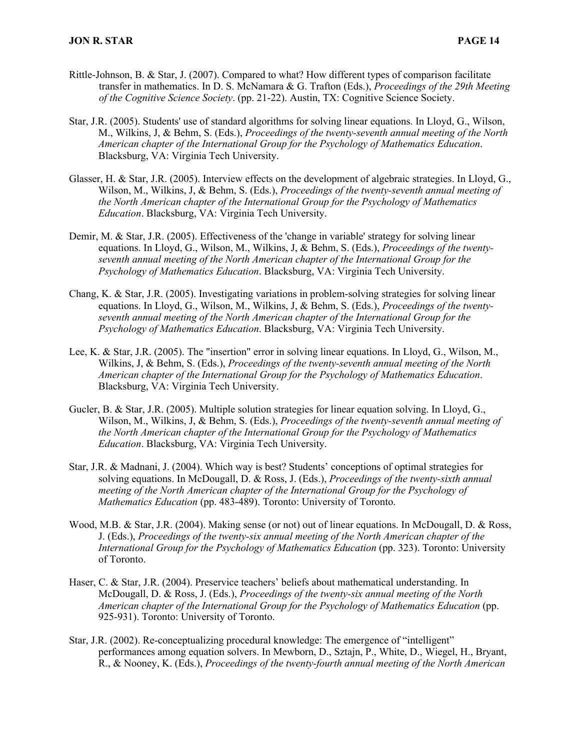Rittle-Johnson, B. & Star, J. (2007). Compared to what? How different types of comparison facilitate transfer in mathematics. In D. S. McNamara & G. Trafton (Eds.), *Proceedings of the 29th Meeting of the Cognitive Science Society*. (pp. 21-22). Austin, TX: Cognitive Science Society.

Star, J.R. (2005). Students' use of standard algorithms for solving linear equations. In Lloyd, G., Wilson, M., Wilkins, J, & Behm, S. (Eds.), *Proceedings of the twenty-seventh annual meeting of the North American chapter of the International Group for the Psychology of Mathematics Education*. Blacksburg, VA: Virginia Tech University.

Glasser, H. & Star, J.R. (2005). Interview effects on the development of algebraic strategies. In Lloyd, G., Wilson, M., Wilkins, J, & Behm, S. (Eds.), *Proceedings of the twenty-seventh annual meeting of the North American chapter of the International Group for the Psychology of Mathematics Education*. Blacksburg, VA: Virginia Tech University.

Demir, M. & Star, J.R. (2005). Effectiveness of the 'change in variable' strategy for solving linear equations. In Lloyd, G., Wilson, M., Wilkins, J, & Behm, S. (Eds.), *Proceedings of the twenty-seventh annual meeting of the North American chapter of the International Group for the Psychology of Mathematics Education*. Blacksburg, VA: Virginia Tech University.

Chang, K. & Star, J.R. (2005). Investigating variations in problem-solving strategies for solving linear equations. In Lloyd, G., Wilson, M., Wilkins, J, & Behm, S. (Eds.), *Proceedings of the twenty-seventh annual meeting of the North American chapter of the International Group for the Psychology of Mathematics Education*. Blacksburg, VA: Virginia Tech University.

Lee, K. & Star, J.R. (2005). The "insertion" error in solving linear equations. In Lloyd, G., Wilson, M., Wilkins, J, & Behm, S. (Eds.), *Proceedings of the twenty-seventh annual meeting of the North American chapter of the International Group for the Psychology of Mathematics Education*. Blacksburg, VA: Virginia Tech University.

Gucler, B. & Star, J.R. (2005). Multiple solution strategies for linear equation solving. In Lloyd, G., Wilson, M., Wilkins, J, & Behm, S. (Eds.), *Proceedings of the twenty-seventh annual meeting of the North American chapter of the International Group for the Psychology of Mathematics Education*. Blacksburg, VA: Virginia Tech University.

Star, J.R. & Madnani, J. (2004). Which way is best? Students' conceptions of optimal strategies for solving equations. In McDougall, D. & Ross, J. (Eds.), *Proceedings of the twenty-sixth annual meeting of the North American chapter of the International Group for the Psychology of Mathematics Education* (pp. 483-489). Toronto: University of Toronto.

Wood, M.B. & Star, J.R. (2004). Making sense (or not) out of linear equations. In McDougall, D. & Ross, J. (Eds.), *Proceedings of the twenty-six annual meeting of the North American chapter of the International Group for the Psychology of Mathematics Education* (pp. 323). Toronto: University of Toronto.

Haser, C. & Star, J.R. (2004). Preservice teachers' beliefs about mathematical understanding. In McDougall, D. & Ross, J. (Eds.), *Proceedings of the twenty-six annual meeting of the North American chapter of the International Group for the Psychology of Mathematics Education* (pp. 925-931). Toronto: University of Toronto.

Star, J.R. (2002). Re-conceptualizing procedural knowledge: The emergence of "intelligent" performances among equation solvers. In Mewborn, D., Sztajn, P., White, D., Wiegel, H., Bryant, R., & Nooney, K. (Eds.), *Proceedings of the twenty-fourth annual meeting of the North American*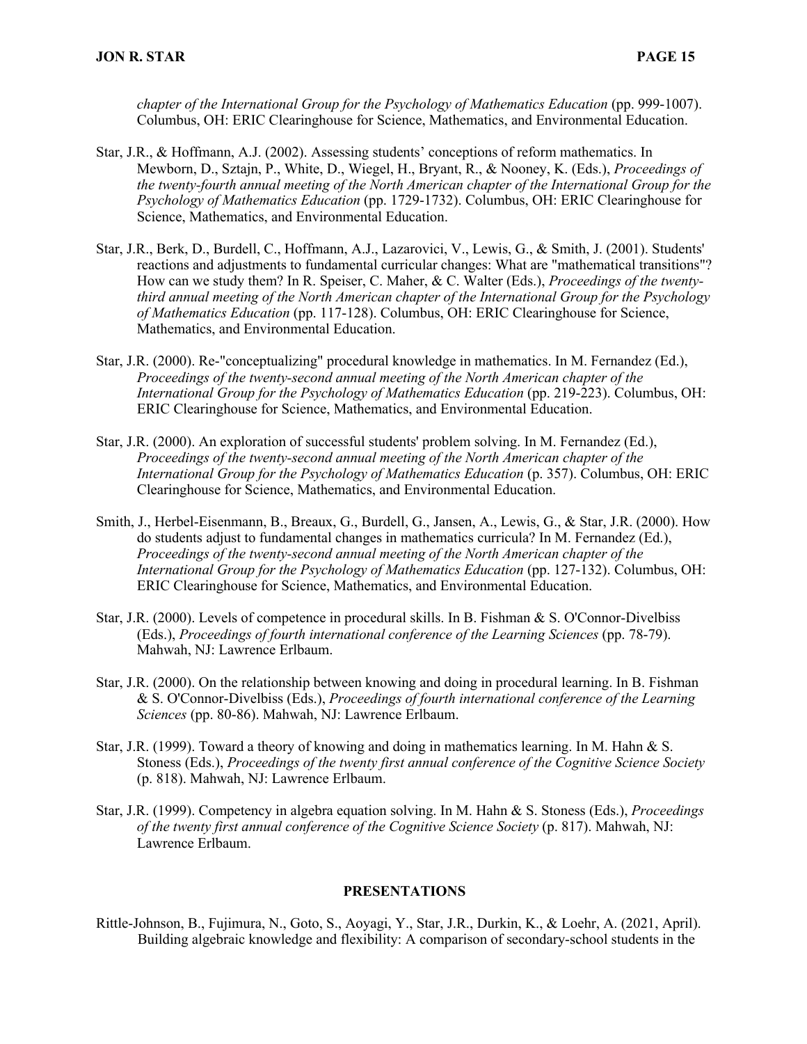*chapter of the International Group for the Psychology of Mathematics Education* (pp. 999-1007). Columbus, OH: ERIC Clearinghouse for Science, Mathematics, and Environmental Education.

Star, J.R., & Hoffmann, A.J. (2002). Assessing students' conceptions of reform mathematics. In Mewborn, D., Sztajn, P., White, D., Wiegel, H., Bryant, R., & Nooney, K. (Eds.), *Proceedings of the twenty-fourth annual meeting of the North American chapter of the International Group for the Psychology of Mathematics Education* (pp. 1729-1732). Columbus, OH: ERIC Clearinghouse for Science, Mathematics, and Environmental Education.

Star, J.R., Berk, D., Burdell, C., Hoffmann, A.J., Lazarovici, V., Lewis, G., & Smith, J. (2001). Students' reactions and adjustments to fundamental curricular changes: What are "mathematical transitions"? How can we study them? In R. Speiser, C. Maher, & C. Walter (Eds.), *Proceedings of the twenty-third annual meeting of the North American chapter of the International Group for the Psychology of Mathematics Education* (pp. 117-128). Columbus, OH: ERIC Clearinghouse for Science, Mathematics, and Environmental Education.

Star, J.R. (2000). Re-"conceptualizing" procedural knowledge in mathematics. In M. Fernandez (Ed.), *Proceedings of the twenty-second annual meeting of the North American chapter of the International Group for the Psychology of Mathematics Education* (pp. 219-223). Columbus, OH: ERIC Clearinghouse for Science, Mathematics, and Environmental Education.

Star, J.R. (2000). An exploration of successful students' problem solving. In M. Fernandez (Ed.), *Proceedings of the twenty-second annual meeting of the North American chapter of the International Group for the Psychology of Mathematics Education* (p. 357). Columbus, OH: ERIC Clearinghouse for Science, Mathematics, and Environmental Education.

Smith, J., Herbel-Eisenmann, B., Breaux, G., Burdell, G., Jansen, A., Lewis, G., & Star, J.R. (2000). How do students adjust to fundamental changes in mathematics curricula? In M. Fernandez (Ed.), *Proceedings of the twenty-second annual meeting of the North American chapter of the International Group for the Psychology of Mathematics Education* (pp. 127-132). Columbus, OH: ERIC Clearinghouse for Science, Mathematics, and Environmental Education.

Star, J.R. (2000). Levels of competence in procedural skills. In B. Fishman & S. O'Connor-Divelbiss (Eds.), *Proceedings of fourth international conference of the Learning Sciences* (pp. 78-79). Mahwah, NJ: Lawrence Erlbaum.

Star, J.R. (2000). On the relationship between knowing and doing in procedural learning. In B. Fishman & S. O'Connor-Divelbiss (Eds.), *Proceedings of fourth international conference of the Learning Sciences* (pp. 80-86). Mahwah, NJ: Lawrence Erlbaum.

Star, J.R. (1999). Toward a theory of knowing and doing in mathematics learning. In M. Hahn & S. Stoness (Eds.), *Proceedings of the twenty first annual conference of the Cognitive Science Society* (p. 818). Mahwah, NJ: Lawrence Erlbaum.

Star, J.R. (1999). Competency in algebra equation solving. In M. Hahn & S. Stoness (Eds.), *Proceedings of the twenty first annual conference of the Cognitive Science Society* (p. 817). Mahwah, NJ: Lawrence Erlbaum.

## PRESENTATIONS

Rittle-Johnson, B., Fujimura, N., Goto, S., Aoyagi, Y., Star, J.R., Durkin, K., & Loehr, A. (2021, April). Building algebraic knowledge and flexibility: A comparison of secondary-school students in the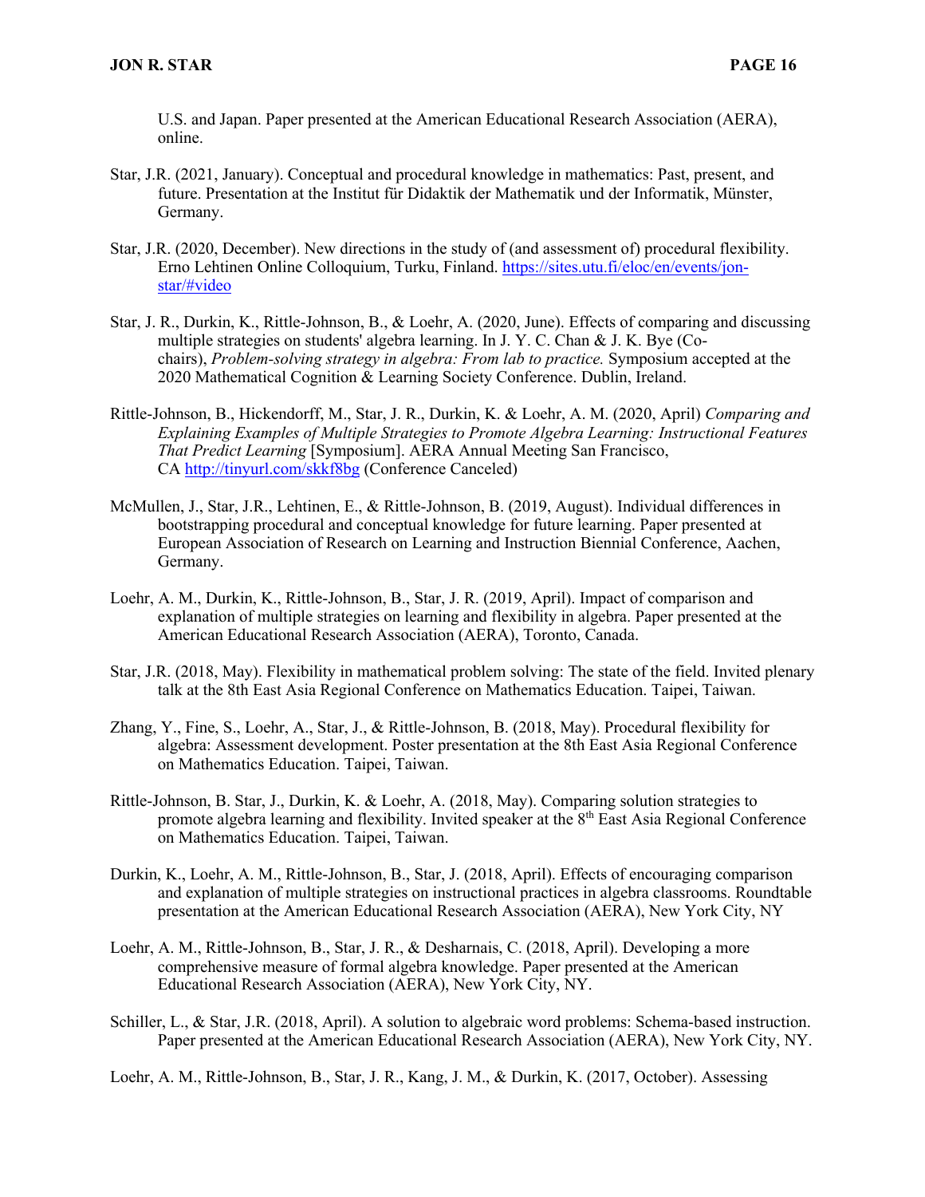U.S. and Japan. Paper presented at the American Educational Research Association (AERA), online.

Star, J.R. (2021, January). Conceptual and procedural knowledge in mathematics: Past, present, and future. Presentation at the Institut für Didaktik der Mathematik und der Informatik, Münster, Germany.

Star, J.R. (2020, December). New directions in the study of (and assessment of) procedural flexibility. Erno Lehtinen Online Colloquium, Turku, Finland. https://sites.utu.fi/eloc/en/events/jon-star/#video

Star, J. R., Durkin, K., Rittle-Johnson, B., & Loehr, A. (2020, June). Effects of comparing and discussing multiple strategies on students' algebra learning. In J. Y. C. Chan & J. K. Bye (Co-chairs), *Problem-solving strategy in algebra: From lab to practice.* Symposium accepted at the 2020 Mathematical Cognition & Learning Society Conference. Dublin, Ireland.

Rittle-Johnson, B., Hickendorff, M., Star, J. R., Durkin, K. & Loehr, A. M. (2020, April) *Comparing and Explaining Examples of Multiple Strategies to Promote Algebra Learning: Instructional Features That Predict Learning* [Symposium]. AERA Annual Meeting San Francisco, CA http://tinyurl.com/skkf8bg (Conference Canceled)

McMullen, J., Star, J.R., Lehtinen, E., & Rittle-Johnson, B. (2019, August). Individual differences in bootstrapping procedural and conceptual knowledge for future learning. Paper presented at European Association of Research on Learning and Instruction Biennial Conference, Aachen, Germany.

Loehr, A. M., Durkin, K., Rittle-Johnson, B., Star, J. R. (2019, April). Impact of comparison and explanation of multiple strategies on learning and flexibility in algebra. Paper presented at the American Educational Research Association (AERA), Toronto, Canada.

Star, J.R. (2018, May). Flexibility in mathematical problem solving: The state of the field. Invited plenary talk at the 8th East Asia Regional Conference on Mathematics Education. Taipei, Taiwan.

Zhang, Y., Fine, S., Loehr, A., Star, J., & Rittle-Johnson, B. (2018, May). Procedural flexibility for algebra: Assessment development. Poster presentation at the 8th East Asia Regional Conference on Mathematics Education. Taipei, Taiwan.

Rittle-Johnson, B. Star, J., Durkin, K. & Loehr, A. (2018, May). Comparing solution strategies to promote algebra learning and flexibility. Invited speaker at the 8th East Asia Regional Conference on Mathematics Education. Taipei, Taiwan.

Durkin, K., Loehr, A. M., Rittle-Johnson, B., Star, J. (2018, April). Effects of encouraging comparison and explanation of multiple strategies on instructional practices in algebra classrooms. Roundtable presentation at the American Educational Research Association (AERA), New York City, NY

Loehr, A. M., Rittle-Johnson, B., Star, J. R., & Desharnais, C. (2018, April). Developing a more comprehensive measure of formal algebra knowledge. Paper presented at the American Educational Research Association (AERA), New York City, NY.

Schiller, L., & Star, J.R. (2018, April). A solution to algebraic word problems: Schema-based instruction. Paper presented at the American Educational Research Association (AERA), New York City, NY.

Loehr, A. M., Rittle-Johnson, B., Star, J. R., Kang, J. M., & Durkin, K. (2017, October). Assessing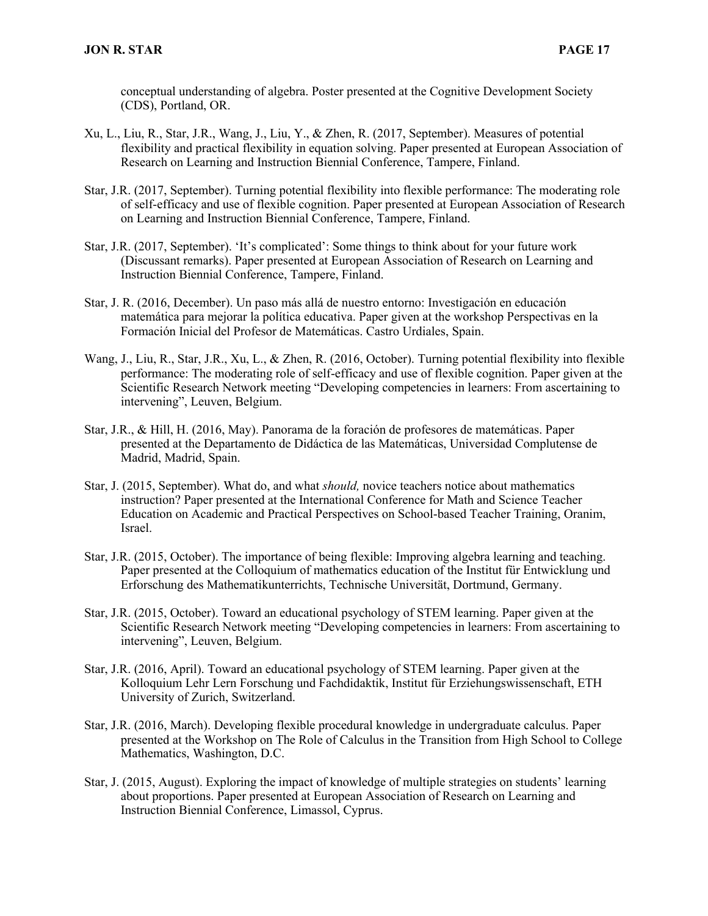conceptual understanding of algebra. Poster presented at the Cognitive Development Society (CDS), Portland, OR.

Xu, L., Liu, R., Star, J.R., Wang, J., Liu, Y., & Zhen, R. (2017, September). Measures of potential flexibility and practical flexibility in equation solving. Paper presented at European Association of Research on Learning and Instruction Biennial Conference, Tampere, Finland.

Star, J.R. (2017, September). Turning potential flexibility into flexible performance: The moderating role of self-efficacy and use of flexible cognition. Paper presented at European Association of Research on Learning and Instruction Biennial Conference, Tampere, Finland.

Star, J.R. (2017, September). 'It's complicated': Some things to think about for your future work (Discussant remarks). Paper presented at European Association of Research on Learning and Instruction Biennial Conference, Tampere, Finland.

Star, J. R. (2016, December). Un paso más allá de nuestro entorno: Investigación en educación matemática para mejorar la política educativa. Paper given at the workshop Perspectivas en la Formación Inicial del Profesor de Matemáticas. Castro Urdiales, Spain.

Wang, J., Liu, R., Star, J.R., Xu, L., & Zhen, R. (2016, October). Turning potential flexibility into flexible performance: The moderating role of self-efficacy and use of flexible cognition. Paper given at the Scientific Research Network meeting "Developing competencies in learners: From ascertaining to intervening", Leuven, Belgium.

Star, J.R., & Hill, H. (2016, May). Panorama de la foración de profesores de matemáticas. Paper presented at the Departamento de Didáctica de las Matemáticas, Universidad Complutense de Madrid, Madrid, Spain.

Star, J. (2015, September). What do, and what *should,* novice teachers notice about mathematics instruction? Paper presented at the International Conference for Math and Science Teacher Education on Academic and Practical Perspectives on School-based Teacher Training, Oranim, Israel.

Star, J.R. (2015, October). The importance of being flexible: Improving algebra learning and teaching. Paper presented at the Colloquium of mathematics education of the Institut für Entwicklung und Erforschung des Mathematikunterrichts, Technische Universität, Dortmund, Germany.

Star, J.R. (2015, October). Toward an educational psychology of STEM learning. Paper given at the Scientific Research Network meeting "Developing competencies in learners: From ascertaining to intervening", Leuven, Belgium.

Star, J.R. (2016, April). Toward an educational psychology of STEM learning. Paper given at the Kolloquium Lehr Lern Forschung und Fachdidaktik, Institut für Erziehungswissenschaft, ETH University of Zurich, Switzerland.

Star, J.R. (2016, March). Developing flexible procedural knowledge in undergraduate calculus. Paper presented at the Workshop on The Role of Calculus in the Transition from High School to College Mathematics, Washington, D.C.

Star, J. (2015, August). Exploring the impact of knowledge of multiple strategies on students' learning about proportions. Paper presented at European Association of Research on Learning and Instruction Biennial Conference, Limassol, Cyprus.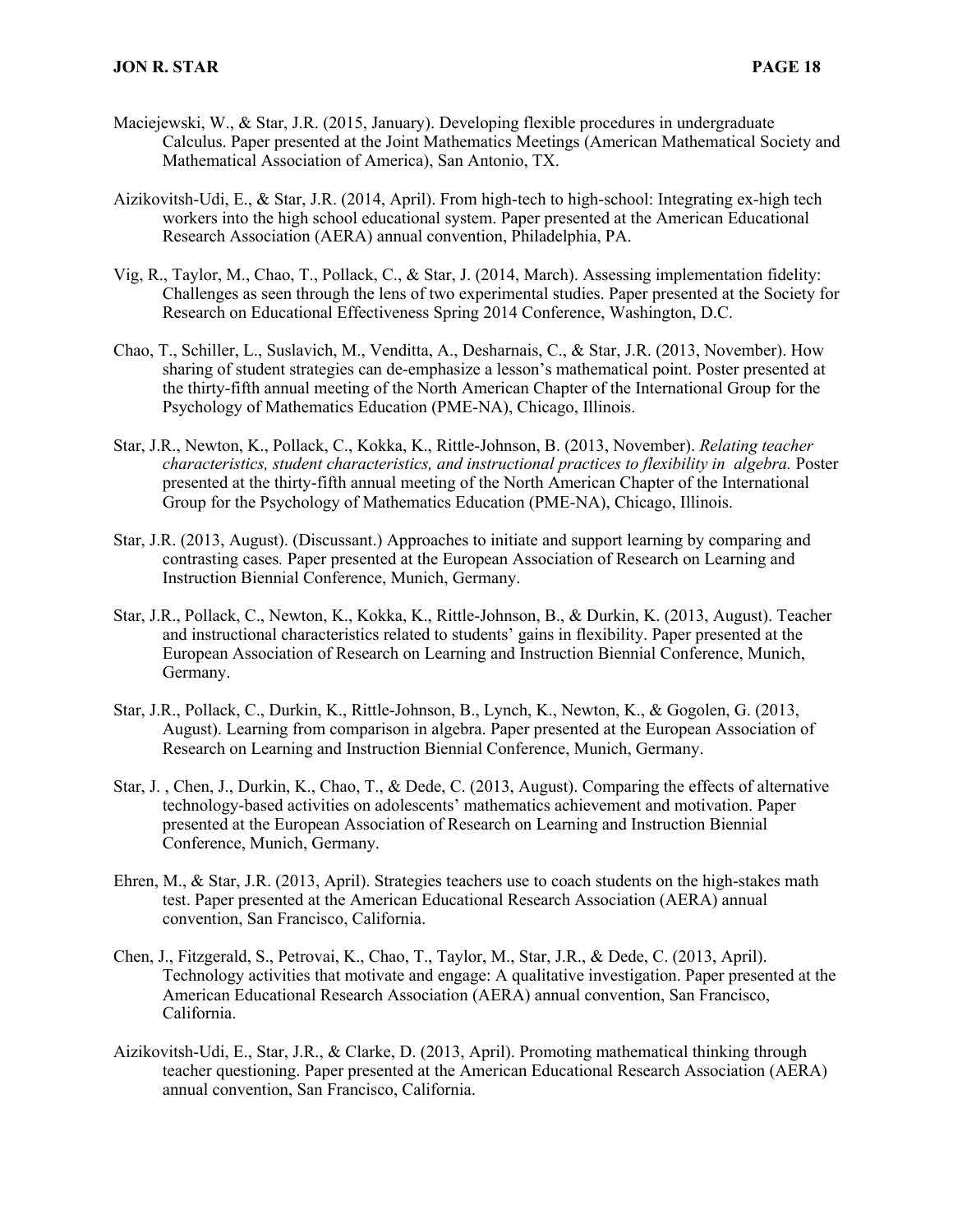Maciejewski, W., & Star, J.R. (2015, January). Developing flexible procedures in undergraduate Calculus. Paper presented at the Joint Mathematics Meetings (American Mathematical Society and Mathematical Association of America), San Antonio, TX.

Aizikovitsh-Udi, E., & Star, J.R. (2014, April). From high-tech to high-school: Integrating ex-high tech workers into the high school educational system. Paper presented at the American Educational Research Association (AERA) annual convention, Philadelphia, PA.

Vig, R., Taylor, M., Chao, T., Pollack, C., & Star, J. (2014, March). Assessing implementation fidelity: Challenges as seen through the lens of two experimental studies. Paper presented at the Society for Research on Educational Effectiveness Spring 2014 Conference, Washington, D.C.

Chao, T., Schiller, L., Suslavich, M., Venditta, A., Desharnais, C., & Star, J.R. (2013, November). How sharing of student strategies can de-emphasize a lesson's mathematical point. Poster presented at the thirty-fifth annual meeting of the North American Chapter of the International Group for the Psychology of Mathematics Education (PME-NA), Chicago, Illinois.

Star, J.R., Newton, K., Pollack, C., Kokka, K., Rittle-Johnson, B. (2013, November). *Relating teacher characteristics, student characteristics, and instructional practices to flexibility in algebra.* Poster presented at the thirty-fifth annual meeting of the North American Chapter of the International Group for the Psychology of Mathematics Education (PME-NA), Chicago, Illinois.

Star, J.R. (2013, August). (Discussant.) Approaches to initiate and support learning by comparing and contrasting cases*.* Paper presented at the European Association of Research on Learning and Instruction Biennial Conference, Munich, Germany.

Star, J.R., Pollack, C., Newton, K., Kokka, K., Rittle-Johnson, B., & Durkin, K. (2013, August). Teacher and instructional characteristics related to students' gains in flexibility. Paper presented at the European Association of Research on Learning and Instruction Biennial Conference, Munich, Germany.

Star, J.R., Pollack, C., Durkin, K., Rittle-Johnson, B., Lynch, K., Newton, K., & Gogolen, G. (2013, August). Learning from comparison in algebra. Paper presented at the European Association of Research on Learning and Instruction Biennial Conference, Munich, Germany.

Star, J. , Chen, J., Durkin, K., Chao, T., & Dede, C. (2013, August). Comparing the effects of alternative technology-based activities on adolescents' mathematics achievement and motivation. Paper presented at the European Association of Research on Learning and Instruction Biennial Conference, Munich, Germany.

Ehren, M., & Star, J.R. (2013, April). Strategies teachers use to coach students on the high-stakes math test. Paper presented at the American Educational Research Association (AERA) annual convention, San Francisco, California.

Chen, J., Fitzgerald, S., Petrovai, K., Chao, T., Taylor, M., Star, J.R., & Dede, C. (2013, April). Technology activities that motivate and engage: A qualitative investigation. Paper presented at the American Educational Research Association (AERA) annual convention, San Francisco, California.

Aizikovitsh-Udi, E., Star, J.R., & Clarke, D. (2013, April). Promoting mathematical thinking through teacher questioning. Paper presented at the American Educational Research Association (AERA) annual convention, San Francisco, California.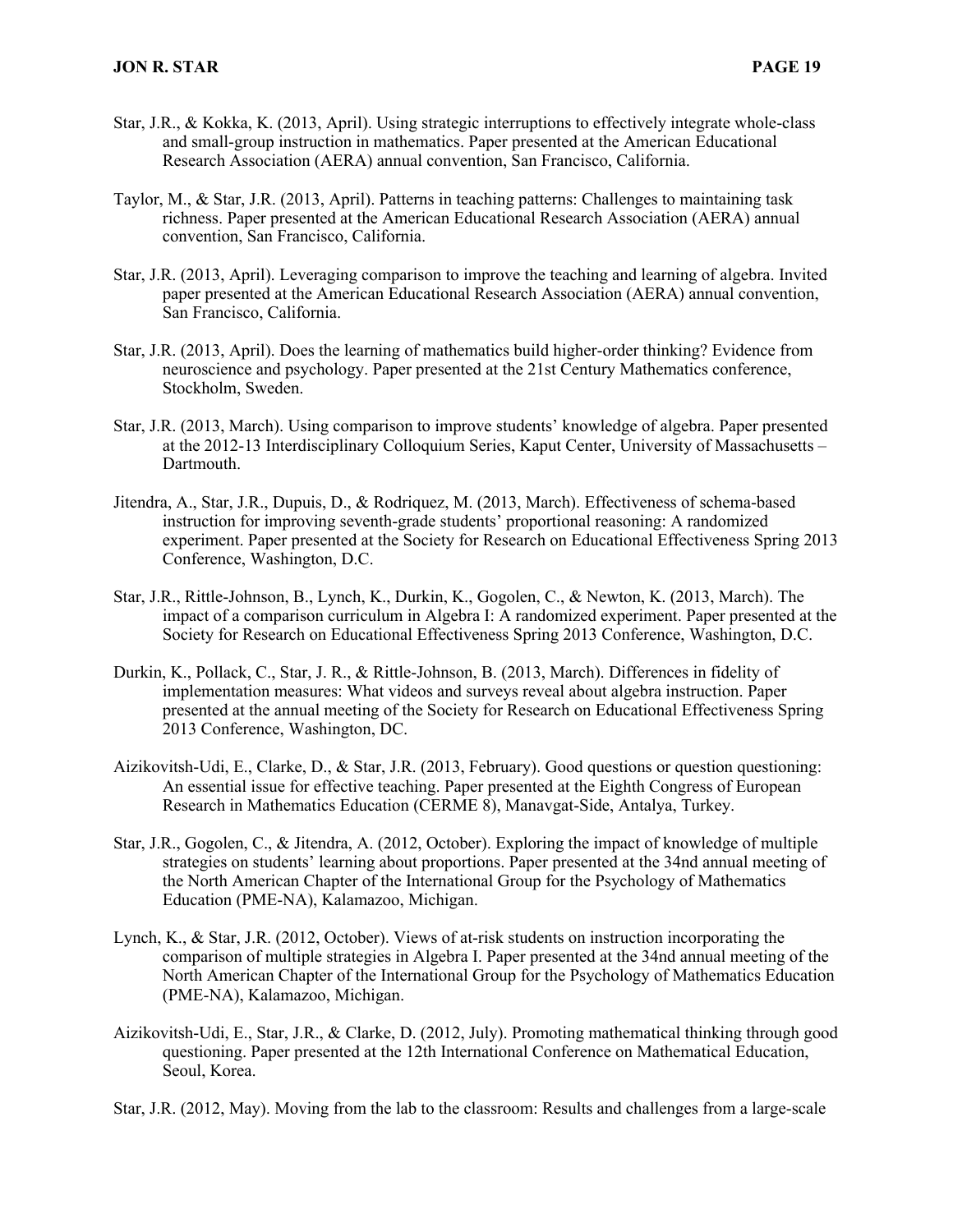Star, J.R., & Kokka, K. (2013, April). Using strategic interruptions to effectively integrate whole-class and small-group instruction in mathematics. Paper presented at the American Educational Research Association (AERA) annual convention, San Francisco, California.

Taylor, M., & Star, J.R. (2013, April). Patterns in teaching patterns: Challenges to maintaining task richness. Paper presented at the American Educational Research Association (AERA) annual convention, San Francisco, California.

Star, J.R. (2013, April). Leveraging comparison to improve the teaching and learning of algebra. Invited paper presented at the American Educational Research Association (AERA) annual convention, San Francisco, California.

Star, J.R. (2013, April). Does the learning of mathematics build higher-order thinking? Evidence from neuroscience and psychology. Paper presented at the 21st Century Mathematics conference, Stockholm, Sweden.

Star, J.R. (2013, March). Using comparison to improve students' knowledge of algebra. Paper presented at the 2012-13 Interdisciplinary Colloquium Series, Kaput Center, University of Massachusetts – Dartmouth.

Jitendra, A., Star, J.R., Dupuis, D., & Rodriquez, M. (2013, March). Effectiveness of schema-based instruction for improving seventh-grade students' proportional reasoning: A randomized experiment. Paper presented at the Society for Research on Educational Effectiveness Spring 2013 Conference, Washington, D.C.

Star, J.R., Rittle-Johnson, B., Lynch, K., Durkin, K., Gogolen, C., & Newton, K. (2013, March). The impact of a comparison curriculum in Algebra I: A randomized experiment. Paper presented at the Society for Research on Educational Effectiveness Spring 2013 Conference, Washington, D.C.

Durkin, K., Pollack, C., Star, J. R., & Rittle-Johnson, B. (2013, March). Differences in fidelity of implementation measures: What videos and surveys reveal about algebra instruction. Paper presented at the annual meeting of the Society for Research on Educational Effectiveness Spring 2013 Conference, Washington, DC.

Aizikovitsh-Udi, E., Clarke, D., & Star, J.R. (2013, February). Good questions or question questioning: An essential issue for effective teaching. Paper presented at the Eighth Congress of European Research in Mathematics Education (CERME 8), Manavgat-Side, Antalya, Turkey.

Star, J.R., Gogolen, C., & Jitendra, A. (2012, October). Exploring the impact of knowledge of multiple strategies on students' learning about proportions. Paper presented at the 34nd annual meeting of the North American Chapter of the International Group for the Psychology of Mathematics Education (PME-NA), Kalamazoo, Michigan.

Lynch, K., & Star, J.R. (2012, October). Views of at-risk students on instruction incorporating the comparison of multiple strategies in Algebra I. Paper presented at the 34nd annual meeting of the North American Chapter of the International Group for the Psychology of Mathematics Education (PME-NA), Kalamazoo, Michigan.

Aizikovitsh-Udi, E., Star, J.R., & Clarke, D. (2012, July). Promoting mathematical thinking through good questioning. Paper presented at the 12th International Conference on Mathematical Education, Seoul, Korea.

Star, J.R. (2012, May). Moving from the lab to the classroom: Results and challenges from a large-scale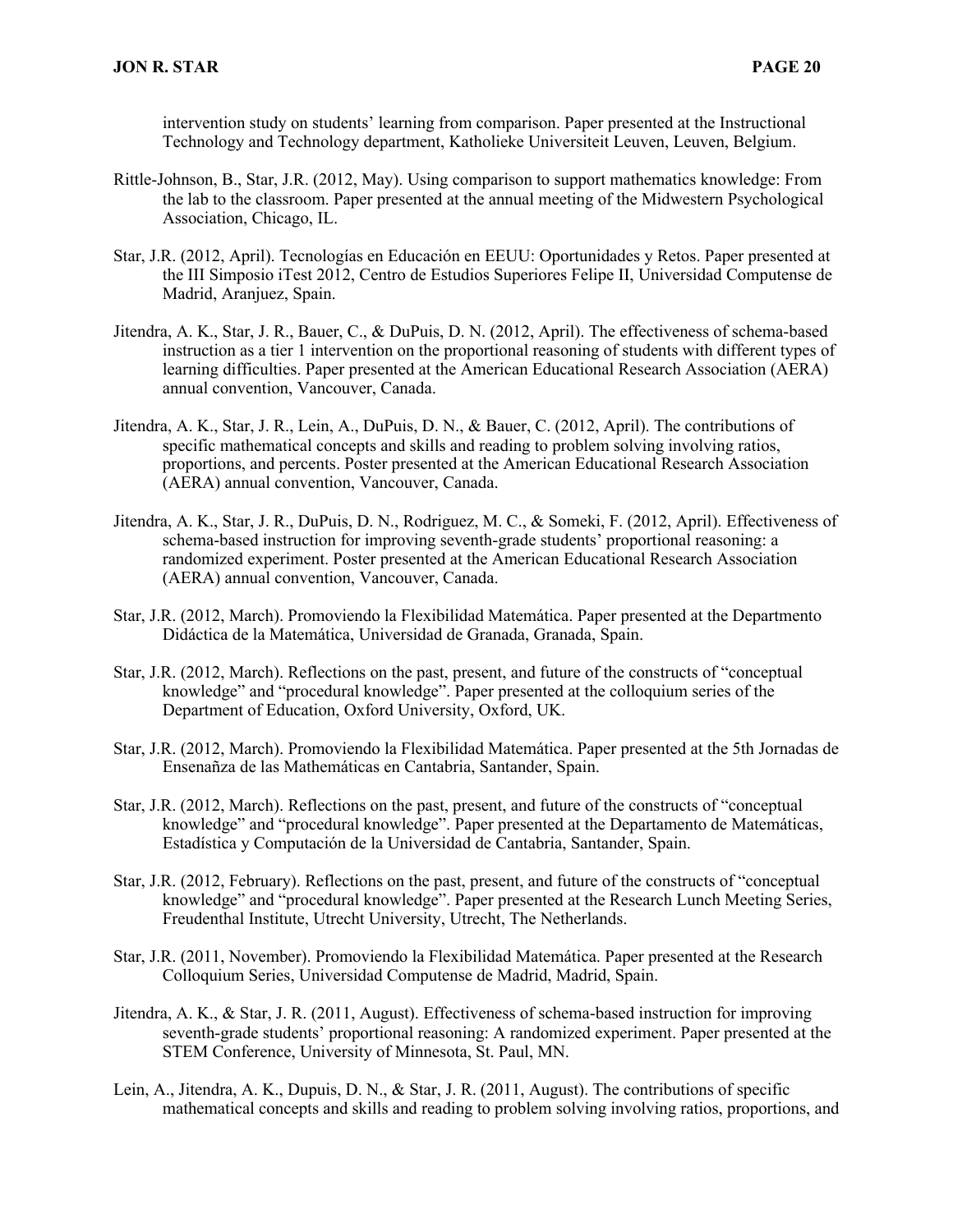intervention study on students' learning from comparison. Paper presented at the Instructional Technology and Technology department, Katholieke Universiteit Leuven, Leuven, Belgium.

Rittle-Johnson, B., Star, J.R. (2012, May). Using comparison to support mathematics knowledge: From the lab to the classroom. Paper presented at the annual meeting of the Midwestern Psychological Association, Chicago, IL.

Star, J.R. (2012, April). Tecnologías en Educación en EEUU: Oportunidades y Retos. Paper presented at the III Simposio iTest 2012, Centro de Estudios Superiores Felipe II, Universidad Computense de Madrid, Aranjuez, Spain.

Jitendra, A. K., Star, J. R., Bauer, C., & DuPuis, D. N. (2012, April). The effectiveness of schema-based instruction as a tier 1 intervention on the proportional reasoning of students with different types of learning difficulties. Paper presented at the American Educational Research Association (AERA) annual convention, Vancouver, Canada.

Jitendra, A. K., Star, J. R., Lein, A., DuPuis, D. N., & Bauer, C. (2012, April). The contributions of specific mathematical concepts and skills and reading to problem solving involving ratios, proportions, and percents. Poster presented at the American Educational Research Association (AERA) annual convention, Vancouver, Canada.

Jitendra, A. K., Star, J. R., DuPuis, D. N., Rodriguez, M. C., & Someki, F. (2012, April). Effectiveness of schema-based instruction for improving seventh-grade students' proportional reasoning: a randomized experiment. Poster presented at the American Educational Research Association (AERA) annual convention, Vancouver, Canada.

Star, J.R. (2012, March). Promoviendo la Flexibilidad Matemática. Paper presented at the Departmento Didáctica de la Matemática, Universidad de Granada, Granada, Spain.

Star, J.R. (2012, March). Reflections on the past, present, and future of the constructs of "conceptual knowledge" and "procedural knowledge". Paper presented at the colloquium series of the Department of Education, Oxford University, Oxford, UK.

Star, J.R. (2012, March). Promoviendo la Flexibilidad Matemática. Paper presented at the 5th Jornadas de Ensenañza de las Mathemáticas en Cantabria, Santander, Spain.

Star, J.R. (2012, March). Reflections on the past, present, and future of the constructs of "conceptual knowledge" and "procedural knowledge". Paper presented at the Departamento de Matemáticas, Estadística y Computación de la Universidad de Cantabria, Santander, Spain.

Star, J.R. (2012, February). Reflections on the past, present, and future of the constructs of "conceptual knowledge" and "procedural knowledge". Paper presented at the Research Lunch Meeting Series, Freudenthal Institute, Utrecht University, Utrecht, The Netherlands.

Star, J.R. (2011, November). Promoviendo la Flexibilidad Matemática. Paper presented at the Research Colloquium Series, Universidad Computense de Madrid, Madrid, Spain.

Jitendra, A. K., & Star, J. R. (2011, August). Effectiveness of schema-based instruction for improving seventh-grade students' proportional reasoning: A randomized experiment. Paper presented at the STEM Conference, University of Minnesota, St. Paul, MN.

Lein, A., Jitendra, A. K., Dupuis, D. N., & Star, J. R. (2011, August). The contributions of specific mathematical concepts and skills and reading to problem solving involving ratios, proportions, and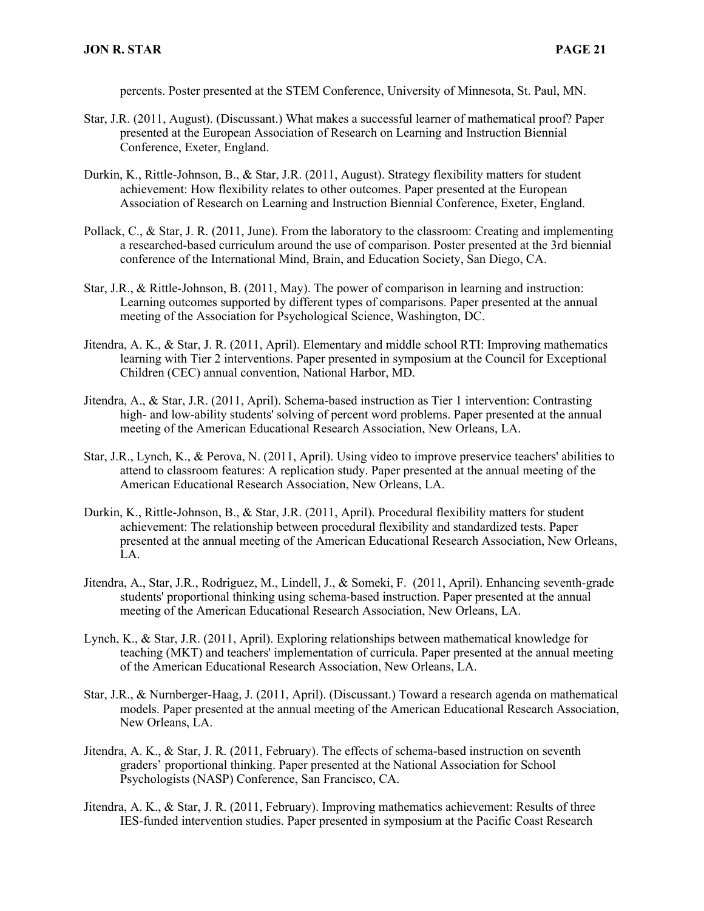percents. Poster presented at the STEM Conference, University of Minnesota, St. Paul, MN.

Star, J.R. (2011, August). (Discussant.) What makes a successful learner of mathematical proof? Paper presented at the European Association of Research on Learning and Instruction Biennial Conference, Exeter, England.

Durkin, K., Rittle-Johnson, B., & Star, J.R. (2011, August). Strategy flexibility matters for student achievement: How flexibility relates to other outcomes. Paper presented at the European Association of Research on Learning and Instruction Biennial Conference, Exeter, England.

Pollack, C., & Star, J. R. (2011, June). From the laboratory to the classroom: Creating and implementing a researched-based curriculum around the use of comparison. Poster presented at the 3rd biennial conference of the International Mind, Brain, and Education Society, San Diego, CA.

Star, J.R., & Rittle-Johnson, B. (2011, May). The power of comparison in learning and instruction: Learning outcomes supported by different types of comparisons. Paper presented at the annual meeting of the Association for Psychological Science, Washington, DC.

Jitendra, A. K., & Star, J. R. (2011, April). Elementary and middle school RTI: Improving mathematics learning with Tier 2 interventions. Paper presented in symposium at the Council for Exceptional Children (CEC) annual convention, National Harbor, MD.

Jitendra, A., & Star, J.R. (2011, April). Schema-based instruction as Tier 1 intervention: Contrasting high- and low-ability students' solving of percent word problems. Paper presented at the annual meeting of the American Educational Research Association, New Orleans, LA.

Star, J.R., Lynch, K., & Perova, N. (2011, April). Using video to improve preservice teachers' abilities to attend to classroom features: A replication study. Paper presented at the annual meeting of the American Educational Research Association, New Orleans, LA.

Durkin, K., Rittle-Johnson, B., & Star, J.R. (2011, April). Procedural flexibility matters for student achievement: The relationship between procedural flexibility and standardized tests. Paper presented at the annual meeting of the American Educational Research Association, New Orleans, LA.

Jitendra, A., Star, J.R., Rodriguez, M., Lindell, J., & Someki, F. (2011, April). Enhancing seventh-grade students' proportional thinking using schema-based instruction. Paper presented at the annual meeting of the American Educational Research Association, New Orleans, LA.

Lynch, K., & Star, J.R. (2011, April). Exploring relationships between mathematical knowledge for teaching (MKT) and teachers' implementation of curricula. Paper presented at the annual meeting of the American Educational Research Association, New Orleans, LA.

Star, J.R., & Nurnberger-Haag, J. (2011, April). (Discussant.) Toward a research agenda on mathematical models. Paper presented at the annual meeting of the American Educational Research Association, New Orleans, LA.

Jitendra, A. K., & Star, J. R. (2011, February). The effects of schema-based instruction on seventh graders' proportional thinking. Paper presented at the National Association for School Psychologists (NASP) Conference, San Francisco, CA.

Jitendra, A. K., & Star, J. R. (2011, February). Improving mathematics achievement: Results of three IES-funded intervention studies. Paper presented in symposium at the Pacific Coast Research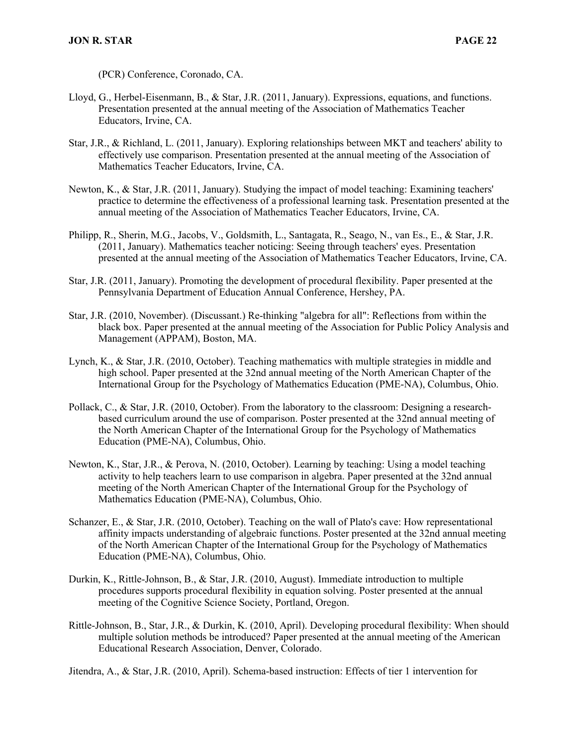(PCR) Conference, Coronado, CA.

Lloyd, G., Herbel-Eisenmann, B., & Star, J.R. (2011, January). Expressions, equations, and functions. Presentation presented at the annual meeting of the Association of Mathematics Teacher Educators, Irvine, CA.

Star, J.R., & Richland, L. (2011, January). Exploring relationships between MKT and teachers' ability to effectively use comparison. Presentation presented at the annual meeting of the Association of Mathematics Teacher Educators, Irvine, CA.

Newton, K., & Star, J.R. (2011, January). Studying the impact of model teaching: Examining teachers' practice to determine the effectiveness of a professional learning task. Presentation presented at the annual meeting of the Association of Mathematics Teacher Educators, Irvine, CA.

Philipp, R., Sherin, M.G., Jacobs, V., Goldsmith, L., Santagata, R., Seago, N., van Es., E., & Star, J.R. (2011, January). Mathematics teacher noticing: Seeing through teachers' eyes. Presentation presented at the annual meeting of the Association of Mathematics Teacher Educators, Irvine, CA.

Star, J.R. (2011, January). Promoting the development of procedural flexibility. Paper presented at the Pennsylvania Department of Education Annual Conference, Hershey, PA.

Star, J.R. (2010, November). (Discussant.) Re-thinking "algebra for all": Reflections from within the black box. Paper presented at the annual meeting of the Association for Public Policy Analysis and Management (APPAM), Boston, MA.

Lynch, K., & Star, J.R. (2010, October). Teaching mathematics with multiple strategies in middle and high school. Paper presented at the 32nd annual meeting of the North American Chapter of the International Group for the Psychology of Mathematics Education (PME-NA), Columbus, Ohio.

Pollack, C., & Star, J.R. (2010, October). From the laboratory to the classroom: Designing a research-based curriculum around the use of comparison. Poster presented at the 32nd annual meeting of the North American Chapter of the International Group for the Psychology of Mathematics Education (PME-NA), Columbus, Ohio.

Newton, K., Star, J.R., & Perova, N. (2010, October). Learning by teaching: Using a model teaching activity to help teachers learn to use comparison in algebra. Paper presented at the 32nd annual meeting of the North American Chapter of the International Group for the Psychology of Mathematics Education (PME-NA), Columbus, Ohio.

Schanzer, E., & Star, J.R. (2010, October). Teaching on the wall of Plato's cave: How representational affinity impacts understanding of algebraic functions. Poster presented at the 32nd annual meeting of the North American Chapter of the International Group for the Psychology of Mathematics Education (PME-NA), Columbus, Ohio.

Durkin, K., Rittle-Johnson, B., & Star, J.R. (2010, August). Immediate introduction to multiple procedures supports procedural flexibility in equation solving. Poster presented at the annual meeting of the Cognitive Science Society, Portland, Oregon.

Rittle-Johnson, B., Star, J.R., & Durkin, K. (2010, April). Developing procedural flexibility: When should multiple solution methods be introduced? Paper presented at the annual meeting of the American Educational Research Association, Denver, Colorado.

Jitendra, A., & Star, J.R. (2010, April). Schema-based instruction: Effects of tier 1 intervention for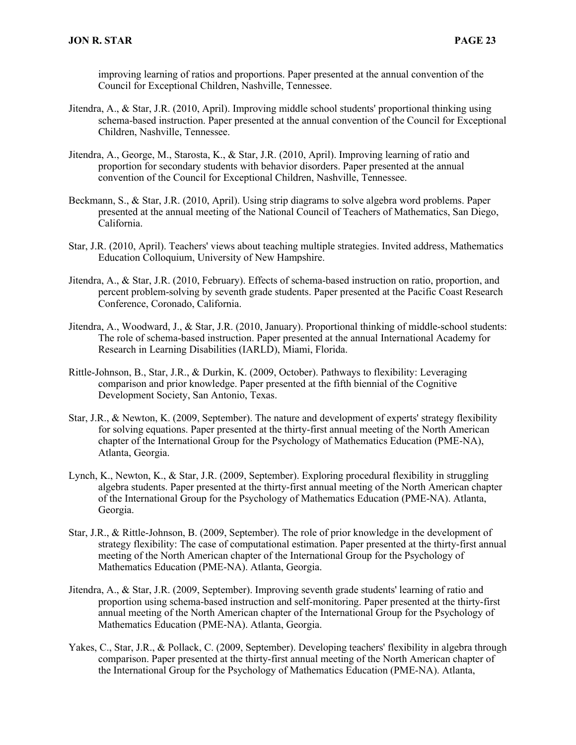improving learning of ratios and proportions. Paper presented at the annual convention of the Council for Exceptional Children, Nashville, Tennessee.

Jitendra, A., & Star, J.R. (2010, April). Improving middle school students' proportional thinking using schema-based instruction. Paper presented at the annual convention of the Council for Exceptional Children, Nashville, Tennessee.

Jitendra, A., George, M., Starosta, K., & Star, J.R. (2010, April). Improving learning of ratio and proportion for secondary students with behavior disorders. Paper presented at the annual convention of the Council for Exceptional Children, Nashville, Tennessee.

Beckmann, S., & Star, J.R. (2010, April). Using strip diagrams to solve algebra word problems. Paper presented at the annual meeting of the National Council of Teachers of Mathematics, San Diego, California.

Star, J.R. (2010, April). Teachers' views about teaching multiple strategies. Invited address, Mathematics Education Colloquium, University of New Hampshire.

Jitendra, A., & Star, J.R. (2010, February). Effects of schema-based instruction on ratio, proportion, and percent problem-solving by seventh grade students. Paper presented at the Pacific Coast Research Conference, Coronado, California.

Jitendra, A., Woodward, J., & Star, J.R. (2010, January). Proportional thinking of middle-school students: The role of schema-based instruction. Paper presented at the annual International Academy for Research in Learning Disabilities (IARLD), Miami, Florida.

Rittle-Johnson, B., Star, J.R., & Durkin, K. (2009, October). Pathways to flexibility: Leveraging comparison and prior knowledge. Paper presented at the fifth biennial of the Cognitive Development Society, San Antonio, Texas.

Star, J.R., & Newton, K. (2009, September). The nature and development of experts' strategy flexibility for solving equations. Paper presented at the thirty-first annual meeting of the North American chapter of the International Group for the Psychology of Mathematics Education (PME-NA), Atlanta, Georgia.

Lynch, K., Newton, K., & Star, J.R. (2009, September). Exploring procedural flexibility in struggling algebra students. Paper presented at the thirty-first annual meeting of the North American chapter of the International Group for the Psychology of Mathematics Education (PME-NA). Atlanta, Georgia.

Star, J.R., & Rittle-Johnson, B. (2009, September). The role of prior knowledge in the development of strategy flexibility: The case of computational estimation. Paper presented at the thirty-first annual meeting of the North American chapter of the International Group for the Psychology of Mathematics Education (PME-NA). Atlanta, Georgia.

Jitendra, A., & Star, J.R. (2009, September). Improving seventh grade students' learning of ratio and proportion using schema-based instruction and self-monitoring. Paper presented at the thirty-first annual meeting of the North American chapter of the International Group for the Psychology of Mathematics Education (PME-NA). Atlanta, Georgia.

Yakes, C., Star, J.R., & Pollack, C. (2009, September). Developing teachers' flexibility in algebra through comparison. Paper presented at the thirty-first annual meeting of the North American chapter of the International Group for the Psychology of Mathematics Education (PME-NA). Atlanta,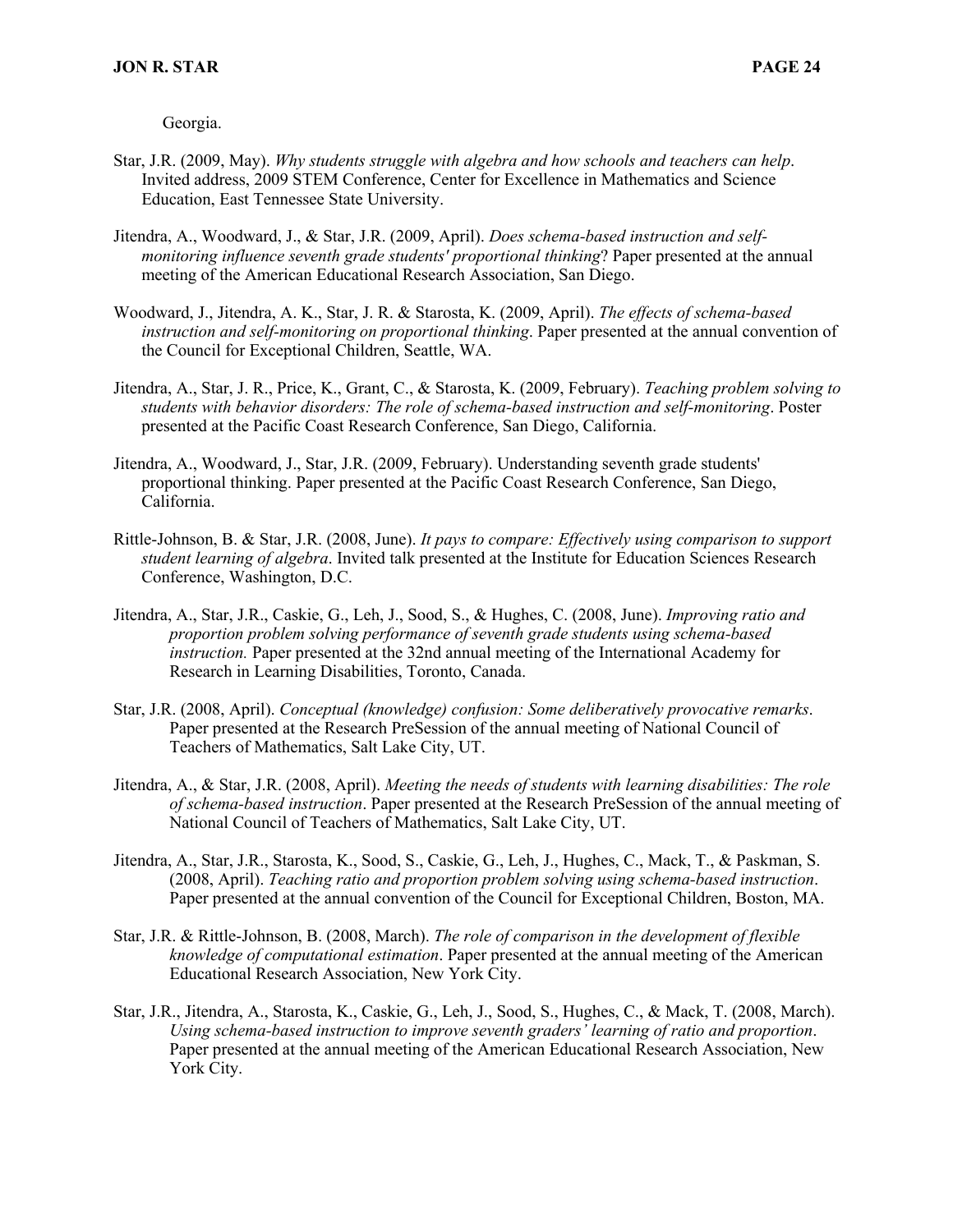Georgia.

Star, J.R. (2009, May). *Why students struggle with algebra and how schools and teachers can help*. Invited address, 2009 STEM Conference, Center for Excellence in Mathematics and Science Education, East Tennessee State University.

Jitendra, A., Woodward, J., & Star, J.R. (2009, April). *Does schema-based instruction and self-monitoring influence seventh grade students' proportional thinking*? Paper presented at the annual meeting of the American Educational Research Association, San Diego.

Woodward, J., Jitendra, A. K., Star, J. R. & Starosta, K. (2009, April). *The effects of schema-based instruction and self-monitoring on proportional thinking*. Paper presented at the annual convention of the Council for Exceptional Children, Seattle, WA.

Jitendra, A., Star, J. R., Price, K., Grant, C., & Starosta, K. (2009, February). *Teaching problem solving to students with behavior disorders: The role of schema-based instruction and self-monitoring*. Poster presented at the Pacific Coast Research Conference, San Diego, California.

Jitendra, A., Woodward, J., Star, J.R. (2009, February). Understanding seventh grade students' proportional thinking. Paper presented at the Pacific Coast Research Conference, San Diego, California.

Rittle-Johnson, B. & Star, J.R. (2008, June). *It pays to compare: Effectively using comparison to support student learning of algebra*. Invited talk presented at the Institute for Education Sciences Research Conference, Washington, D.C.

Jitendra, A., Star, J.R., Caskie, G., Leh, J., Sood, S., & Hughes, C. (2008, June). *Improving ratio and proportion problem solving performance of seventh grade students using schema-based instruction.* Paper presented at the 32nd annual meeting of the International Academy for Research in Learning Disabilities, Toronto, Canada.

Star, J.R. (2008, April). *Conceptual (knowledge) confusion: Some deliberatively provocative remarks*. Paper presented at the Research PreSession of the annual meeting of National Council of Teachers of Mathematics, Salt Lake City, UT.

Jitendra, A., & Star, J.R. (2008, April). *Meeting the needs of students with learning disabilities: The role of schema-based instruction*. Paper presented at the Research PreSession of the annual meeting of National Council of Teachers of Mathematics, Salt Lake City, UT.

Jitendra, A., Star, J.R., Starosta, K., Sood, S., Caskie, G., Leh, J., Hughes, C., Mack, T., & Paskman, S. (2008, April). *Teaching ratio and proportion problem solving using schema-based instruction*. Paper presented at the annual convention of the Council for Exceptional Children, Boston, MA.

Star, J.R. & Rittle-Johnson, B. (2008, March). *The role of comparison in the development of flexible knowledge of computational estimation*. Paper presented at the annual meeting of the American Educational Research Association, New York City.

Star, J.R., Jitendra, A., Starosta, K., Caskie, G., Leh, J., Sood, S., Hughes, C., & Mack, T. (2008, March). *Using schema-based instruction to improve seventh graders' learning of ratio and proportion*. Paper presented at the annual meeting of the American Educational Research Association, New York City.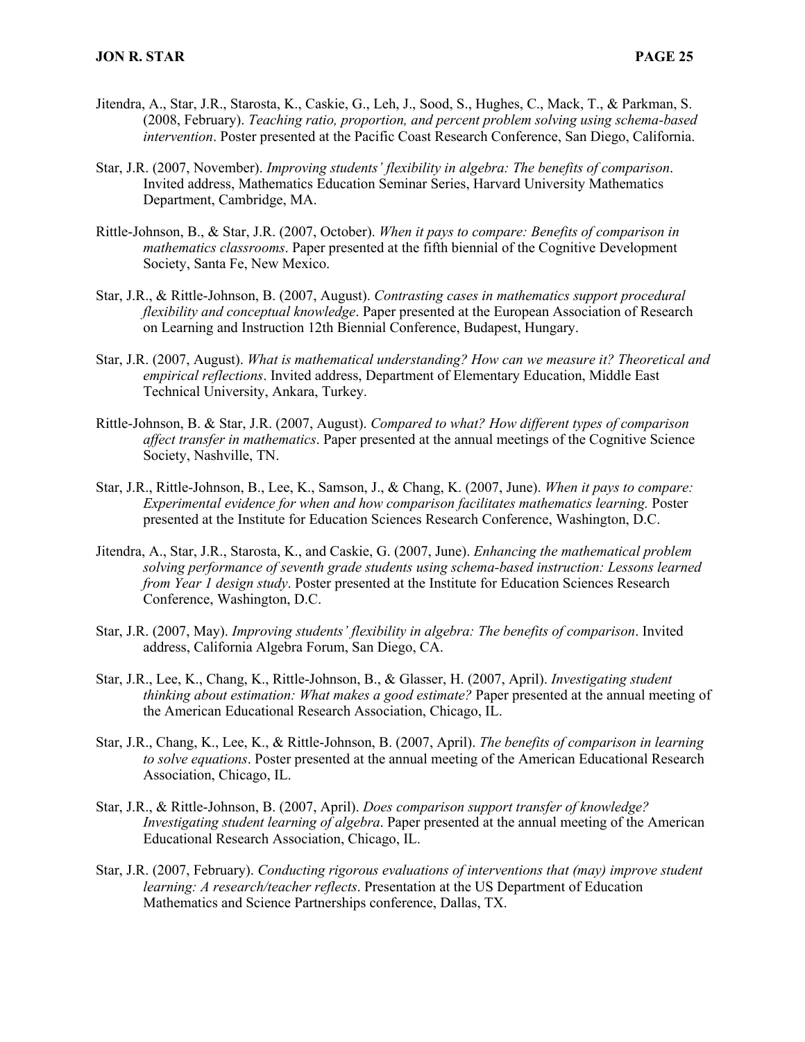Jitendra, A., Star, J.R., Starosta, K., Caskie, G., Leh, J., Sood, S., Hughes, C., Mack, T., & Parkman, S. (2008, February). *Teaching ratio, proportion, and percent problem solving using schema-based intervention*. Poster presented at the Pacific Coast Research Conference, San Diego, California.

Star, J.R. (2007, November). *Improving students' flexibility in algebra: The benefits of comparison*. Invited address, Mathematics Education Seminar Series, Harvard University Mathematics Department, Cambridge, MA.

Rittle-Johnson, B., & Star, J.R. (2007, October). *When it pays to compare: Benefits of comparison in mathematics classrooms*. Paper presented at the fifth biennial of the Cognitive Development Society, Santa Fe, New Mexico.

Star, J.R., & Rittle-Johnson, B. (2007, August). *Contrasting cases in mathematics support procedural flexibility and conceptual knowledge*. Paper presented at the European Association of Research on Learning and Instruction 12th Biennial Conference, Budapest, Hungary.

Star, J.R. (2007, August). *What is mathematical understanding? How can we measure it? Theoretical and empirical reflections*. Invited address, Department of Elementary Education, Middle East Technical University, Ankara, Turkey.

Rittle-Johnson, B. & Star, J.R. (2007, August). *Compared to what? How different types of comparison affect transfer in mathematics*. Paper presented at the annual meetings of the Cognitive Science Society, Nashville, TN.

Star, J.R., Rittle-Johnson, B., Lee, K., Samson, J., & Chang, K. (2007, June). *When it pays to compare: Experimental evidence for when and how comparison facilitates mathematics learning.* Poster presented at the Institute for Education Sciences Research Conference, Washington, D.C.

Jitendra, A., Star, J.R., Starosta, K., and Caskie, G. (2007, June). *Enhancing the mathematical problem solving performance of seventh grade students using schema-based instruction: Lessons learned from Year 1 design study*. Poster presented at the Institute for Education Sciences Research Conference, Washington, D.C.

Star, J.R. (2007, May). *Improving students' flexibility in algebra: The benefits of comparison*. Invited address, California Algebra Forum, San Diego, CA.

Star, J.R., Lee, K., Chang, K., Rittle-Johnson, B., & Glasser, H. (2007, April). *Investigating student thinking about estimation: What makes a good estimate?* Paper presented at the annual meeting of the American Educational Research Association, Chicago, IL.

Star, J.R., Chang, K., Lee, K., & Rittle-Johnson, B. (2007, April). *The benefits of comparison in learning to solve equations*. Poster presented at the annual meeting of the American Educational Research Association, Chicago, IL.

Star, J.R., & Rittle-Johnson, B. (2007, April). *Does comparison support transfer of knowledge? Investigating student learning of algebra*. Paper presented at the annual meeting of the American Educational Research Association, Chicago, IL.

Star, J.R. (2007, February). *Conducting rigorous evaluations of interventions that (may) improve student learning: A research/teacher reflects*. Presentation at the US Department of Education Mathematics and Science Partnerships conference, Dallas, TX.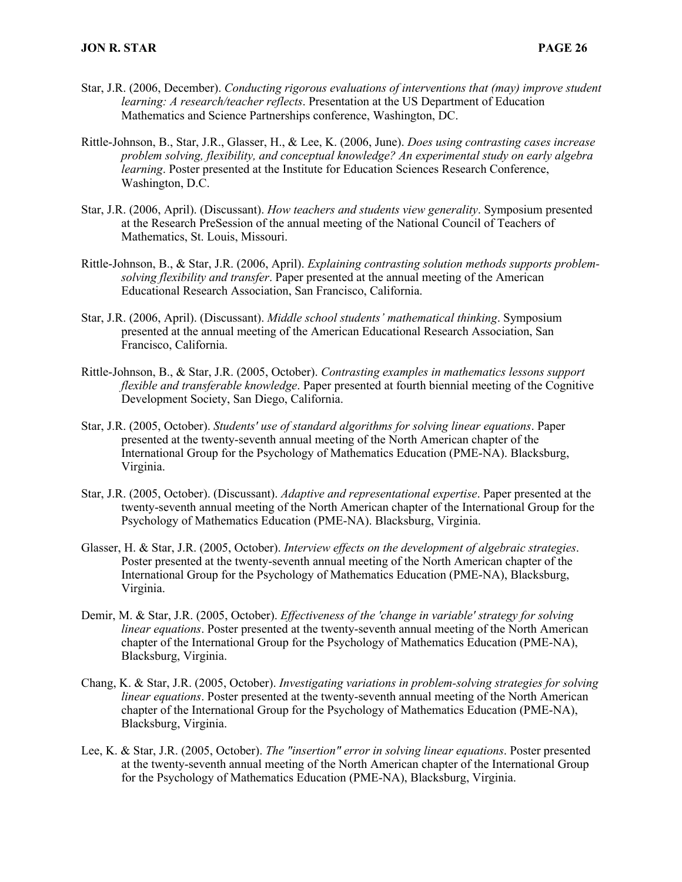Star, J.R. (2006, December). *Conducting rigorous evaluations of interventions that (may) improve student learning: A research/teacher reflects*. Presentation at the US Department of Education Mathematics and Science Partnerships conference, Washington, DC.

Rittle-Johnson, B., Star, J.R., Glasser, H., & Lee, K. (2006, June). *Does using contrasting cases increase problem solving, flexibility, and conceptual knowledge? An experimental study on early algebra learning*. Poster presented at the Institute for Education Sciences Research Conference, Washington, D.C.

Star, J.R. (2006, April). (Discussant). *How teachers and students view generality*. Symposium presented at the Research PreSession of the annual meeting of the National Council of Teachers of Mathematics, St. Louis, Missouri.

Rittle-Johnson, B., & Star, J.R. (2006, April). *Explaining contrasting solution methods supports problem-solving flexibility and transfer*. Paper presented at the annual meeting of the American Educational Research Association, San Francisco, California.

Star, J.R. (2006, April). (Discussant). *Middle school students' mathematical thinking*. Symposium presented at the annual meeting of the American Educational Research Association, San Francisco, California.

Rittle-Johnson, B., & Star, J.R. (2005, October). *Contrasting examples in mathematics lessons support flexible and transferable knowledge*. Paper presented at fourth biennial meeting of the Cognitive Development Society, San Diego, California.

Star, J.R. (2005, October). *Students' use of standard algorithms for solving linear equations*. Paper presented at the twenty-seventh annual meeting of the North American chapter of the International Group for the Psychology of Mathematics Education (PME-NA). Blacksburg, Virginia.

Star, J.R. (2005, October). (Discussant). *Adaptive and representational expertise*. Paper presented at the twenty-seventh annual meeting of the North American chapter of the International Group for the Psychology of Mathematics Education (PME-NA). Blacksburg, Virginia.

Glasser, H. & Star, J.R. (2005, October). *Interview effects on the development of algebraic strategies*. Poster presented at the twenty-seventh annual meeting of the North American chapter of the International Group for the Psychology of Mathematics Education (PME-NA), Blacksburg, Virginia.

Demir, M. & Star, J.R. (2005, October). *Effectiveness of the 'change in variable' strategy for solving linear equations*. Poster presented at the twenty-seventh annual meeting of the North American chapter of the International Group for the Psychology of Mathematics Education (PME-NA), Blacksburg, Virginia.

Chang, K. & Star, J.R. (2005, October). *Investigating variations in problem-solving strategies for solving linear equations*. Poster presented at the twenty-seventh annual meeting of the North American chapter of the International Group for the Psychology of Mathematics Education (PME-NA), Blacksburg, Virginia.

Lee, K. & Star, J.R. (2005, October). *The "insertion" error in solving linear equations*. Poster presented at the twenty-seventh annual meeting of the North American chapter of the International Group for the Psychology of Mathematics Education (PME-NA), Blacksburg, Virginia.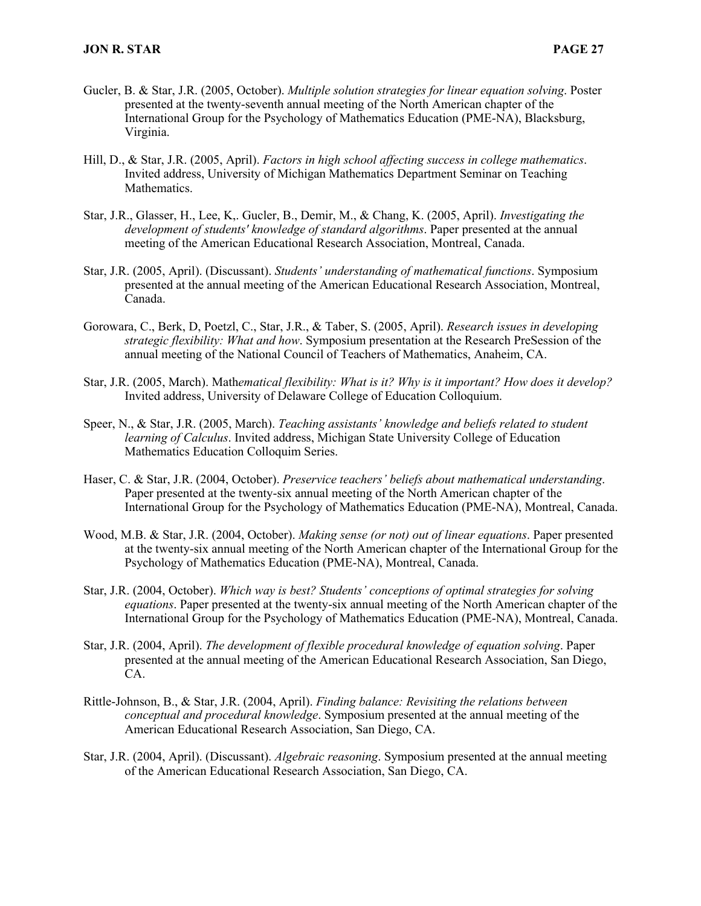Gucler, B. & Star, J.R. (2005, October). *Multiple solution strategies for linear equation solving*. Poster presented at the twenty-seventh annual meeting of the North American chapter of the International Group for the Psychology of Mathematics Education (PME-NA), Blacksburg, Virginia.

Hill, D., & Star, J.R. (2005, April). *Factors in high school affecting success in college mathematics*. Invited address, University of Michigan Mathematics Department Seminar on Teaching Mathematics.

Star, J.R., Glasser, H., Lee, K,. Gucler, B., Demir, M., & Chang, K. (2005, April). *Investigating the development of students' knowledge of standard algorithms*. Paper presented at the annual meeting of the American Educational Research Association, Montreal, Canada.

Star, J.R. (2005, April). (Discussant). *Students' understanding of mathematical functions*. Symposium presented at the annual meeting of the American Educational Research Association, Montreal, Canada.

Gorowara, C., Berk, D, Poetzl, C., Star, J.R., & Taber, S. (2005, April). *Research issues in developing strategic flexibility: What and how*. Symposium presentation at the Research PreSession of the annual meeting of the National Council of Teachers of Mathematics, Anaheim, CA.

Star, J.R. (2005, March). Math*ematical flexibility: What is it? Why is it important? How does it develop?* Invited address, University of Delaware College of Education Colloquium.

Speer, N., & Star, J.R. (2005, March). *Teaching assistants' knowledge and beliefs related to student learning of Calculus*. Invited address, Michigan State University College of Education Mathematics Education Colloquim Series.

Haser, C. & Star, J.R. (2004, October). *Preservice teachers' beliefs about mathematical understanding*. Paper presented at the twenty-six annual meeting of the North American chapter of the International Group for the Psychology of Mathematics Education (PME-NA), Montreal, Canada.

Wood, M.B. & Star, J.R. (2004, October). *Making sense (or not) out of linear equations*. Paper presented at the twenty-six annual meeting of the North American chapter of the International Group for the Psychology of Mathematics Education (PME-NA), Montreal, Canada.

Star, J.R. (2004, October). *Which way is best? Students' conceptions of optimal strategies for solving equations*. Paper presented at the twenty-six annual meeting of the North American chapter of the International Group for the Psychology of Mathematics Education (PME-NA), Montreal, Canada.

Star, J.R. (2004, April). *The development of flexible procedural knowledge of equation solving*. Paper presented at the annual meeting of the American Educational Research Association, San Diego, CA.

Rittle-Johnson, B., & Star, J.R. (2004, April). *Finding balance: Revisiting the relations between conceptual and procedural knowledge*. Symposium presented at the annual meeting of the American Educational Research Association, San Diego, CA.

Star, J.R. (2004, April). (Discussant). *Algebraic reasoning*. Symposium presented at the annual meeting of the American Educational Research Association, San Diego, CA.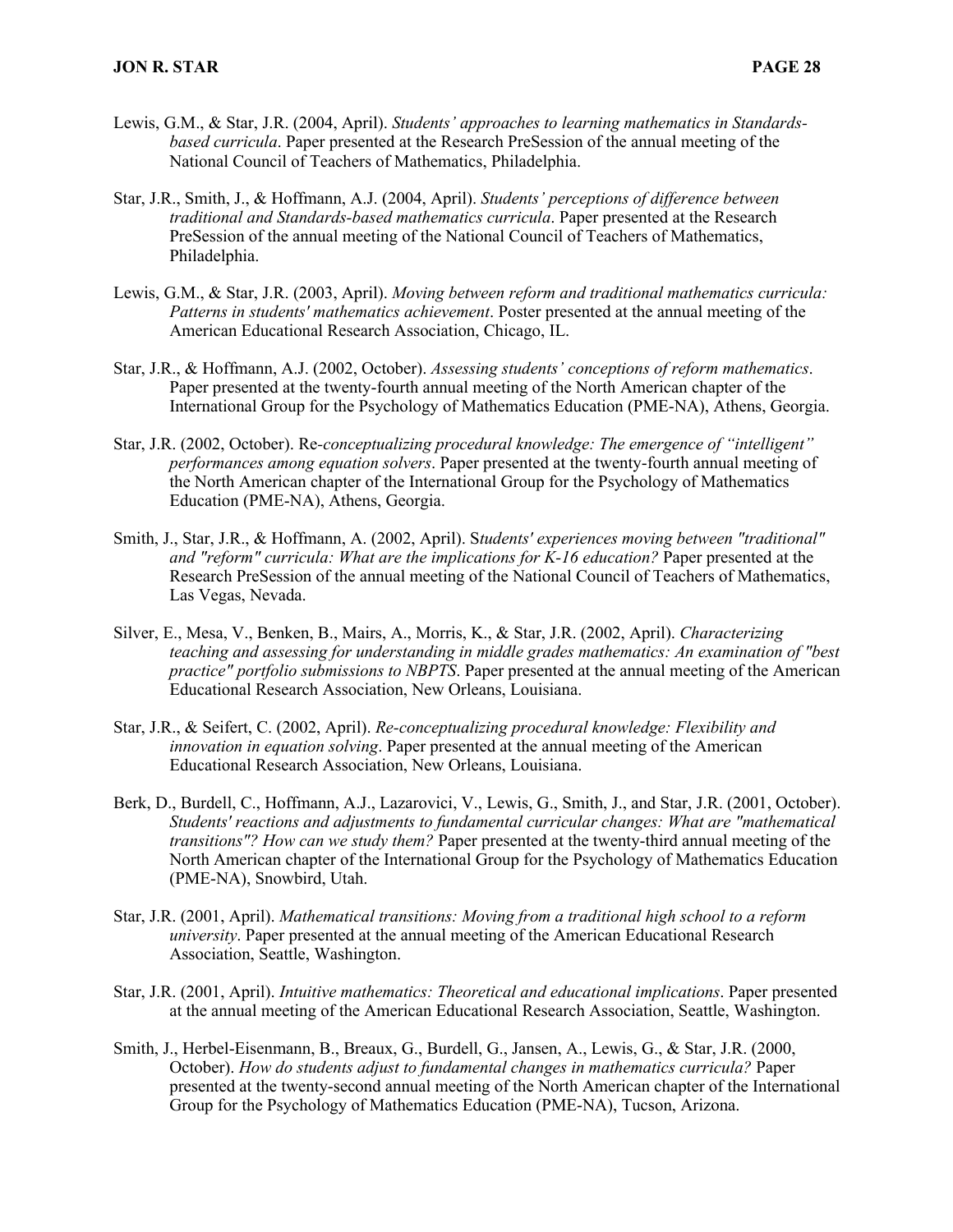Lewis, G.M., & Star, J.R. (2004, April). *Students' approaches to learning mathematics in Standards-based curricula*. Paper presented at the Research PreSession of the annual meeting of the National Council of Teachers of Mathematics, Philadelphia.

Star, J.R., Smith, J., & Hoffmann, A.J. (2004, April). *Students' perceptions of difference between traditional and Standards-based mathematics curricula*. Paper presented at the Research PreSession of the annual meeting of the National Council of Teachers of Mathematics, Philadelphia.

Lewis, G.M., & Star, J.R. (2003, April). *Moving between reform and traditional mathematics curricula: Patterns in students' mathematics achievement*. Poster presented at the annual meeting of the American Educational Research Association, Chicago, IL.

Star, J.R., & Hoffmann, A.J. (2002, October). *Assessing students' conceptions of reform mathematics*. Paper presented at the twenty-fourth annual meeting of the North American chapter of the International Group for the Psychology of Mathematics Education (PME-NA), Athens, Georgia.

Star, J.R. (2002, October). Re-*conceptualizing procedural knowledge: The emergence of "intelligent" performances among equation solvers*. Paper presented at the twenty-fourth annual meeting of the North American chapter of the International Group for the Psychology of Mathematics Education (PME-NA), Athens, Georgia.

Smith, J., Star, J.R., & Hoffmann, A. (2002, April). S*tudents' experiences moving between "traditional" and "reform" curricula: What are the implications for K-16 education?* Paper presented at the Research PreSession of the annual meeting of the National Council of Teachers of Mathematics, Las Vegas, Nevada.

Silver, E., Mesa, V., Benken, B., Mairs, A., Morris, K., & Star, J.R. (2002, April). *Characterizing teaching and assessing for understanding in middle grades mathematics: An examination of "best practice" portfolio submissions to NBPTS*. Paper presented at the annual meeting of the American Educational Research Association, New Orleans, Louisiana.

Star, J.R., & Seifert, C. (2002, April). *Re-conceptualizing procedural knowledge: Flexibility and innovation in equation solving*. Paper presented at the annual meeting of the American Educational Research Association, New Orleans, Louisiana.

Berk, D., Burdell, C., Hoffmann, A.J., Lazarovici, V., Lewis, G., Smith, J., and Star, J.R. (2001, October). *Students' reactions and adjustments to fundamental curricular changes: What are "mathematical transitions"? How can we study them?* Paper presented at the twenty-third annual meeting of the North American chapter of the International Group for the Psychology of Mathematics Education (PME-NA), Snowbird, Utah.

Star, J.R. (2001, April). *Mathematical transitions: Moving from a traditional high school to a reform university*. Paper presented at the annual meeting of the American Educational Research Association, Seattle, Washington.

Star, J.R. (2001, April). *Intuitive mathematics: Theoretical and educational implications*. Paper presented at the annual meeting of the American Educational Research Association, Seattle, Washington.

Smith, J., Herbel-Eisenmann, B., Breaux, G., Burdell, G., Jansen, A., Lewis, G., & Star, J.R. (2000, October). *How do students adjust to fundamental changes in mathematics curricula?* Paper presented at the twenty-second annual meeting of the North American chapter of the International Group for the Psychology of Mathematics Education (PME-NA), Tucson, Arizona.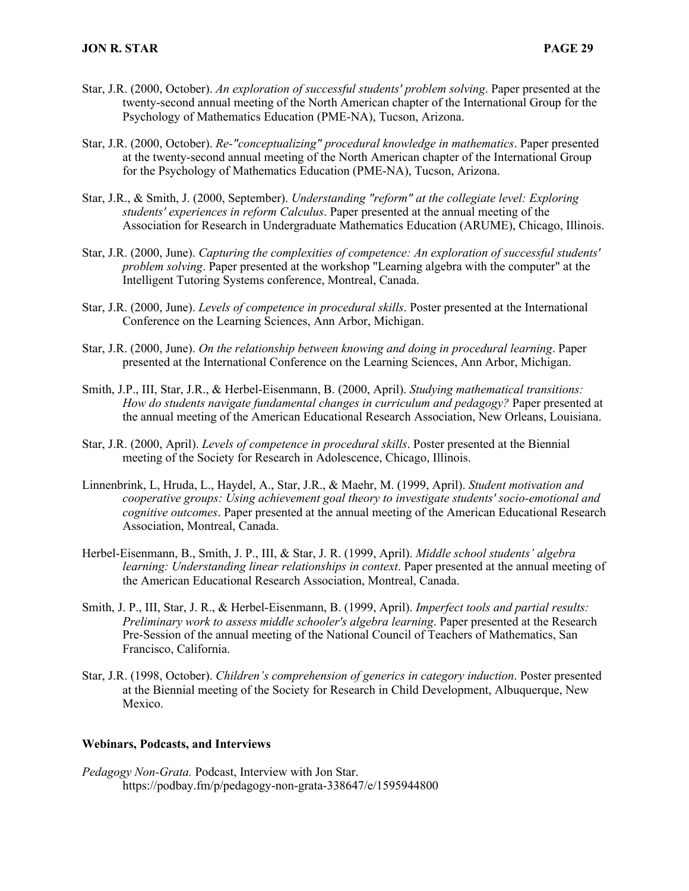Star, J.R. (2000, October). *An exploration of successful students' problem solving*. Paper presented at the twenty-second annual meeting of the North American chapter of the International Group for the Psychology of Mathematics Education (PME-NA), Tucson, Arizona.

Star, J.R. (2000, October). *Re-"conceptualizing" procedural knowledge in mathematics*. Paper presented at the twenty-second annual meeting of the North American chapter of the International Group for the Psychology of Mathematics Education (PME-NA), Tucson, Arizona.

Star, J.R., & Smith, J. (2000, September). *Understanding "reform" at the collegiate level: Exploring students' experiences in reform Calculus*. Paper presented at the annual meeting of the Association for Research in Undergraduate Mathematics Education (ARUME), Chicago, Illinois.

Star, J.R. (2000, June). *Capturing the complexities of competence: An exploration of successful students' problem solving*. Paper presented at the workshop "Learning algebra with the computer" at the Intelligent Tutoring Systems conference, Montreal, Canada.

Star, J.R. (2000, June). *Levels of competence in procedural skills*. Poster presented at the International Conference on the Learning Sciences, Ann Arbor, Michigan.

Star, J.R. (2000, June). *On the relationship between knowing and doing in procedural learning*. Paper presented at the International Conference on the Learning Sciences, Ann Arbor, Michigan.

Smith, J.P., III, Star, J.R., & Herbel-Eisenmann, B. (2000, April). *Studying mathematical transitions: How do students navigate fundamental changes in curriculum and pedagogy?* Paper presented at the annual meeting of the American Educational Research Association, New Orleans, Louisiana.

Star, J.R. (2000, April). *Levels of competence in procedural skills*. Poster presented at the Biennial meeting of the Society for Research in Adolescence, Chicago, Illinois.

Linnenbrink, L, Hruda, L., Haydel, A., Star, J.R., & Maehr, M. (1999, April). *Student motivation and cooperative groups: Using achievement goal theory to investigate students' socio-emotional and cognitive outcomes*. Paper presented at the annual meeting of the American Educational Research Association, Montreal, Canada.

Herbel-Eisenmann, B., Smith, J. P., III, & Star, J. R. (1999, April). *Middle school students' algebra learning: Understanding linear relationships in context*. Paper presented at the annual meeting of the American Educational Research Association, Montreal, Canada.

Smith, J. P., III, Star, J. R., & Herbel-Eisenmann, B. (1999, April). *Imperfect tools and partial results: Preliminary work to assess middle schooler's algebra learning*. Paper presented at the Research Pre-Session of the annual meeting of the National Council of Teachers of Mathematics, San Francisco, California.

Star, J.R. (1998, October). *Children's comprehension of generics in category induction*. Poster presented at the Biennial meeting of the Society for Research in Child Development, Albuquerque, New Mexico.

### Webinars, Podcasts, and Interviews

*Pedagogy Non-Grata.* Podcast, Interview with Jon Star. https://podbay.fm/p/pedagogy-non-grata-338647/e/1595944800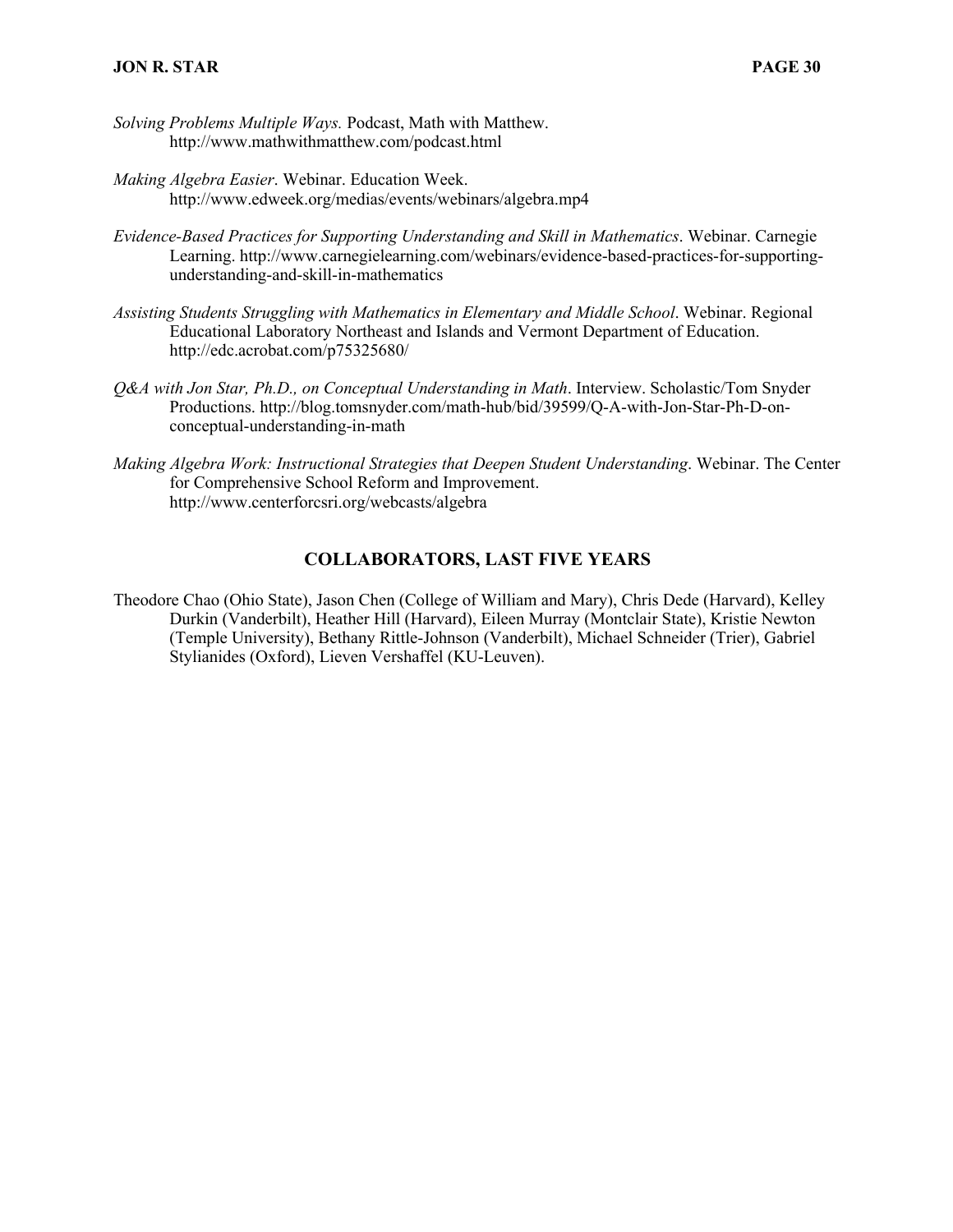*Solving Problems Multiple Ways.* Podcast, Math with Matthew. http://www.mathwithmatthew.com/podcast.html

*Making Algebra Easier*. Webinar. Education Week. http://www.edweek.org/medias/events/webinars/algebra.mp4

*Evidence-Based Practices for Supporting Understanding and Skill in Mathematics*. Webinar. Carnegie Learning. http://www.carnegielearning.com/webinars/evidence-based-practices-for-supporting-understanding-and-skill-in-mathematics

*Assisting Students Struggling with Mathematics in Elementary and Middle School*. Webinar. Regional Educational Laboratory Northeast and Islands and Vermont Department of Education. http://edc.acrobat.com/p75325680/

*Q&A with Jon Star, Ph.D., on Conceptual Understanding in Math*. Interview. Scholastic/Tom Snyder Productions. http://blog.tomsnyder.com/math-hub/bid/39599/Q-A-with-Jon-Star-Ph-D-on-conceptual-understanding-in-math

*Making Algebra Work: Instructional Strategies that Deepen Student Understanding*. Webinar. The Center for Comprehensive School Reform and Improvement. http://www.centerforcsri.org/webcasts/algebra

## COLLABORATORS, LAST FIVE YEARS

Theodore Chao (Ohio State), Jason Chen (College of William and Mary), Chris Dede (Harvard), Kelley Durkin (Vanderbilt), Heather Hill (Harvard), Eileen Murray (Montclair State), Kristie Newton (Temple University), Bethany Rittle-Johnson (Vanderbilt), Michael Schneider (Trier), Gabriel Stylianides (Oxford), Lieven Vershaffel (KU-Leuven).